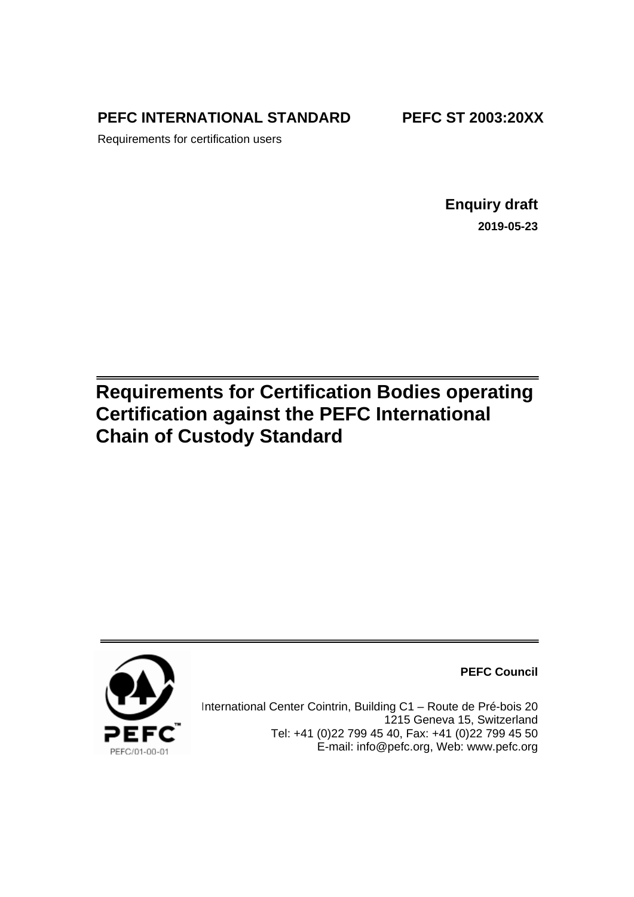**PEFC INTERNATIONAL STANDARD** **PEFC ST 2003:20XX**

Requirements for certification users

**Enquiry draft**

**2019-05-23**

# Requirements for Certification Bodies operating Certification against the PEFC International Chain of Custody Standard

**PEFC Council**

International Center Cointrin, Building C1 – Route de Pré-bois 20
1215 Geneva 15, Switzerland
Tel: +41 (0)22 799 45 40, Fax: +41 (0)22 799 45 50
E-mail: info@pefc.org, Web: www.pefc.org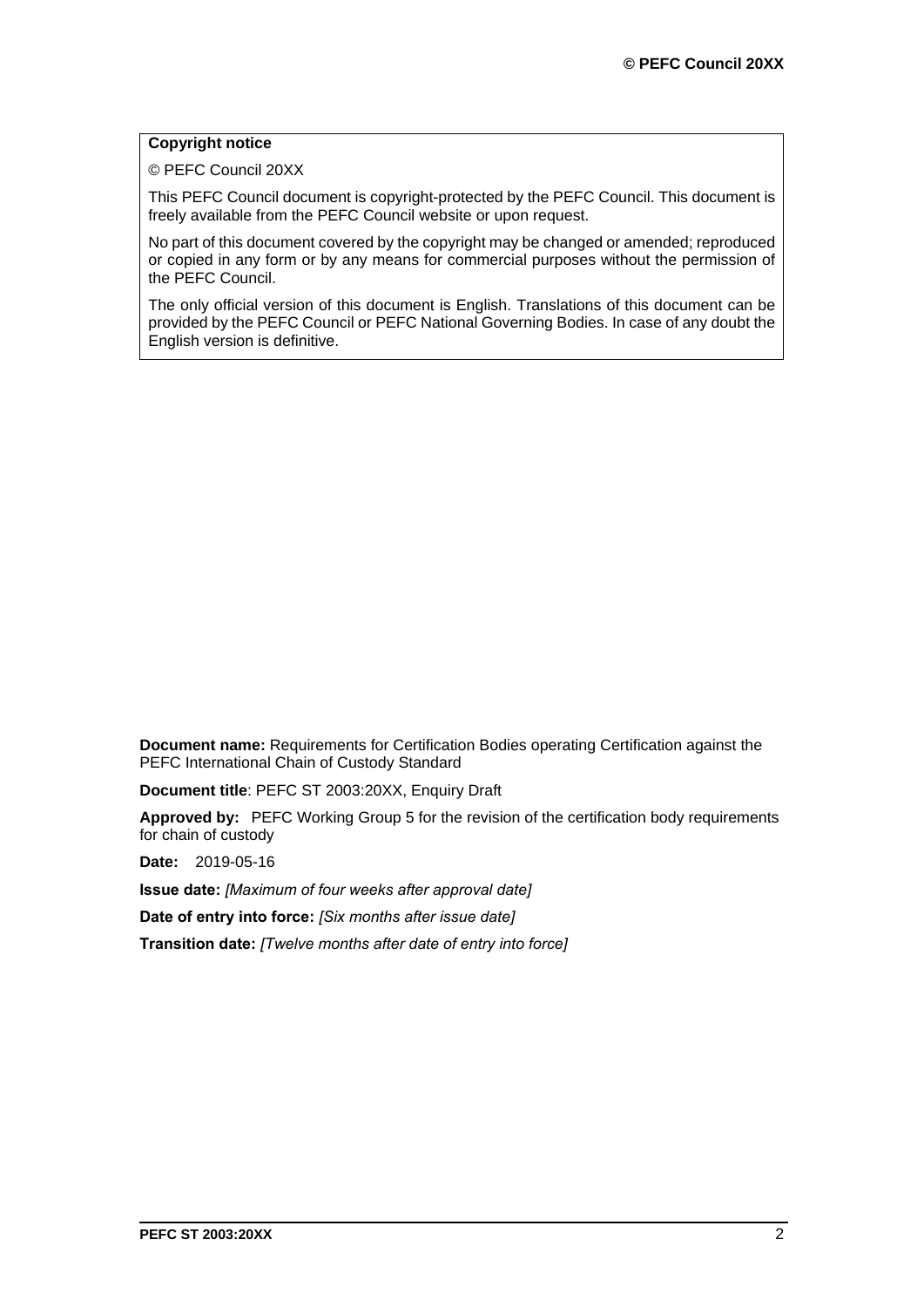**Copyright notice**

© PEFC Council 20XX

This PEFC Council document is copyright-protected by the PEFC Council. This document is freely available from the PEFC Council website or upon request.

No part of this document covered by the copyright may be changed or amended; reproduced or copied in any form or by any means for commercial purposes without the permission of the PEFC Council.

The only official version of this document is English. Translations of this document can be provided by the PEFC Council or PEFC National Governing Bodies. In case of any doubt the English version is definitive.

**Document name:** Requirements for Certification Bodies operating Certification against the PEFC International Chain of Custody Standard

**Document title**: PEFC ST 2003:20XX, Enquiry Draft

**Approved by:** PEFC Working Group 5 for the revision of the certification body requirements for chain of custody

**Date:** 2019-05-16

**Issue date:** *[Maximum of four weeks after approval date]*

**Date of entry into force:** *[Six months after issue date]*

**Transition date:** *[Twelve months after date of entry into force]*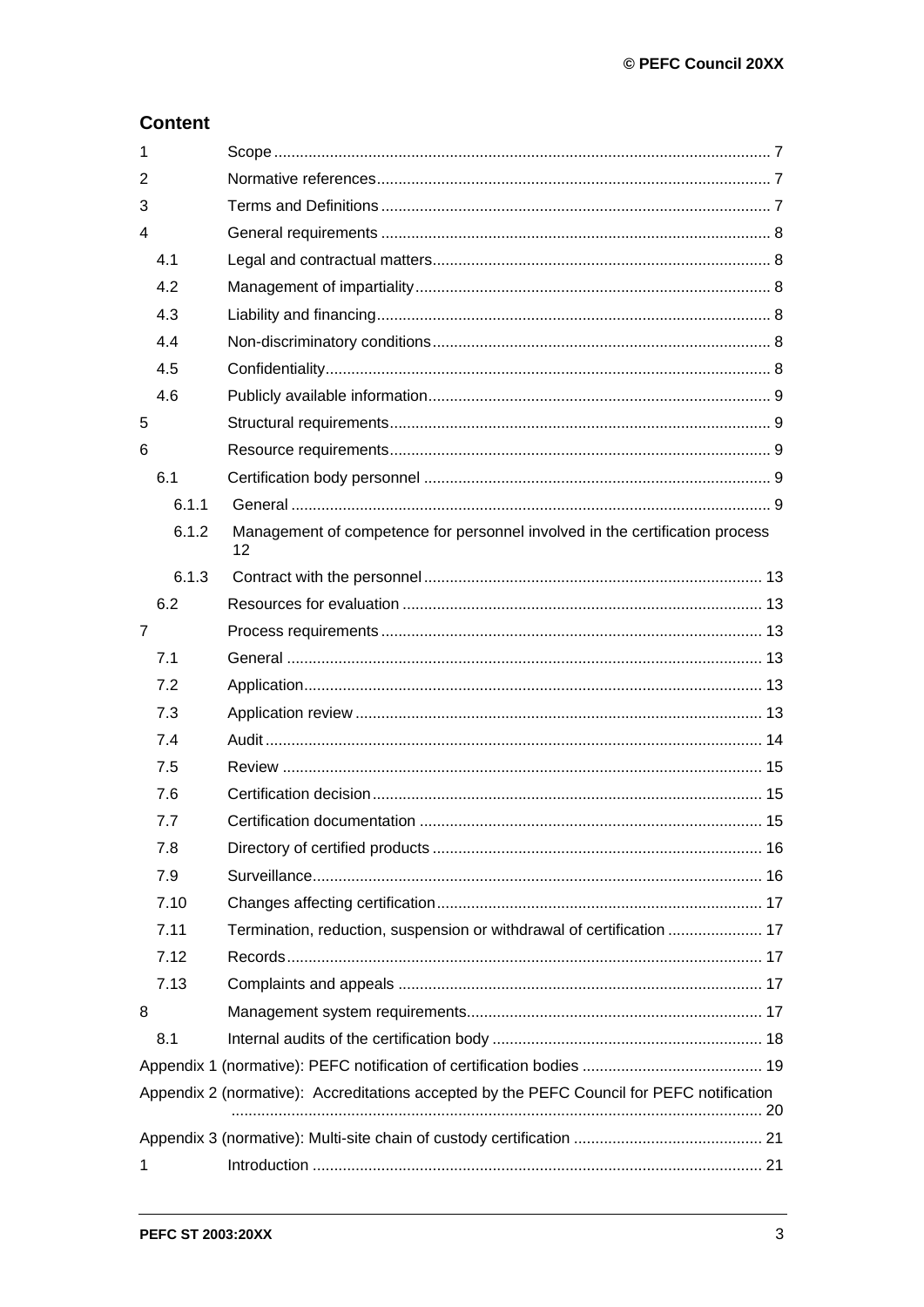## Content

| | | |
|---|---|---|
| 1 | Scope | 7 |
| 2 | Normative references | 7 |
| 3 | Terms and Definitions | 7 |
| 4 | General requirements | 8 |
| 4.1 | Legal and contractual matters | 8 |
| 4.2 | Management of impartiality | 8 |
| 4.3 | Liability and financing | 8 |
| 4.4 | Non-discriminatory conditions | 8 |
| 4.5 | Confidentiality | 8 |
| 4.6 | Publicly available information | 9 |
| 5 | Structural requirements | 9 |
| 6 | Resource requirements | 9 |
| 6.1 | Certification body personnel | 9 |
| 6.1.1 | General | 9 |
| 6.1.2 | Management of competence for personnel involved in the certification process | 12 |
| 6.1.3 | Contract with the personnel | 13 |
| 6.2 | Resources for evaluation | 13 |
| 7 | Process requirements | 13 |
| 7.1 | General | 13 |
| 7.2 | Application | 13 |
| 7.3 | Application review | 13 |
| 7.4 | Audit | 14 |
| 7.5 | Review | 15 |
| 7.6 | Certification decision | 15 |
| 7.7 | Certification documentation | 15 |
| 7.8 | Directory of certified products | 16 |
| 7.9 | Surveillance | 16 |
| 7.10 | Changes affecting certification | 17 |
| 7.11 | Termination, reduction, suspension or withdrawal of certification | 17 |
| 7.12 | Records | 17 |
| 7.13 | Complaints and appeals | 17 |
| 8 | Management system requirements | 17 |
| 8.1 | Internal audits of the certification body | 18 |
| Appendix 1 (normative): PEFC notification of certification bodies | | 19 |
| Appendix 2 (normative): Accreditations accepted by the PEFC Council for PEFC notification | | 20 |
| Appendix 3 (normative): Multi-site chain of custody certification | | 21 |
| 1 | Introduction | 21 |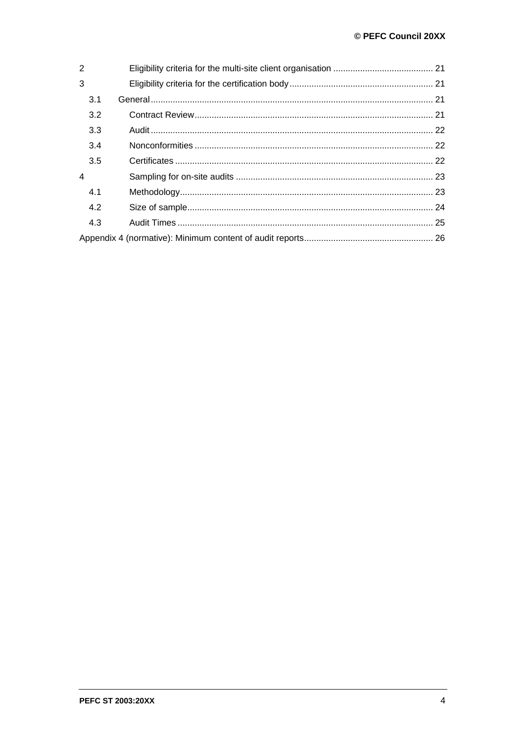2 Eligibility criteria for the multi-site client organisation ... 21

3 Eligibility criteria for the certification body ... 21

- 3.1 General ... 21
- 3.2 Contract Review ... 21
- 3.3 Audit ... 22
- 3.4 Nonconformities ... 22
- 3.5 Certificates ... 22

4 Sampling for on-site audits ... 23

- 4.1 Methodology ... 23
- 4.2 Size of sample ... 24
- 4.3 Audit Times ... 25

Appendix 4 (normative): Minimum content of audit reports ... 26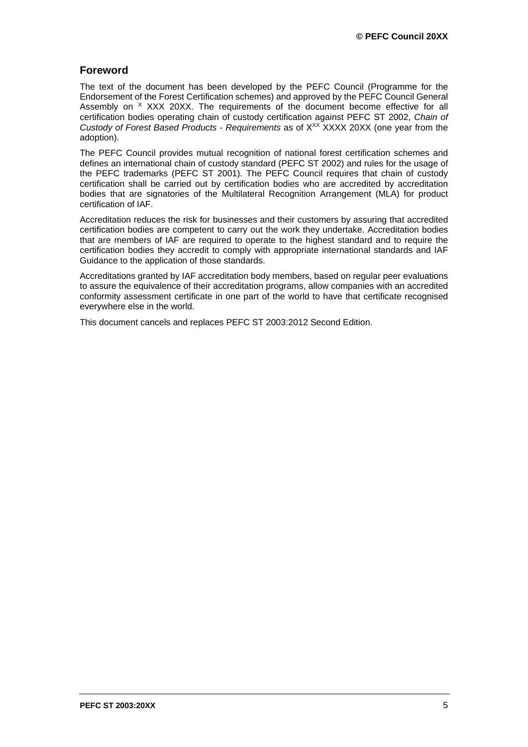## Foreword

The text of the document has been developed by the PEFC Council (Programme for the Endorsement of the Forest Certification schemes) and approved by the PEFC Council General Assembly on $^{X}$ XXX 20XX. The requirements of the document become effective for all certification bodies operating chain of custody certification against PEFC ST 2002, *Chain of Custody of Forest Based Products - Requirements* as of $X^{XX}$ XXXX 20XX (one year from the adoption).

The PEFC Council provides mutual recognition of national forest certification schemes and defines an international chain of custody standard (PEFC ST 2002) and rules for the usage of the PEFC trademarks (PEFC ST 2001). The PEFC Council requires that chain of custody certification shall be carried out by certification bodies who are accredited by accreditation bodies that are signatories of the Multilateral Recognition Arrangement (MLA) for product certification of IAF.

Accreditation reduces the risk for businesses and their customers by assuring that accredited certification bodies are competent to carry out the work they undertake. Accreditation bodies that are members of IAF are required to operate to the highest standard and to require the certification bodies they accredit to comply with appropriate international standards and IAF Guidance to the application of those standards.

Accreditations granted by IAF accreditation body members, based on regular peer evaluations to assure the equivalence of their accreditation programs, allow companies with an accredited conformity assessment certificate in one part of the world to have that certificate recognised everywhere else in the world.

This document cancels and replaces PEFC ST 2003:2012 Second Edition.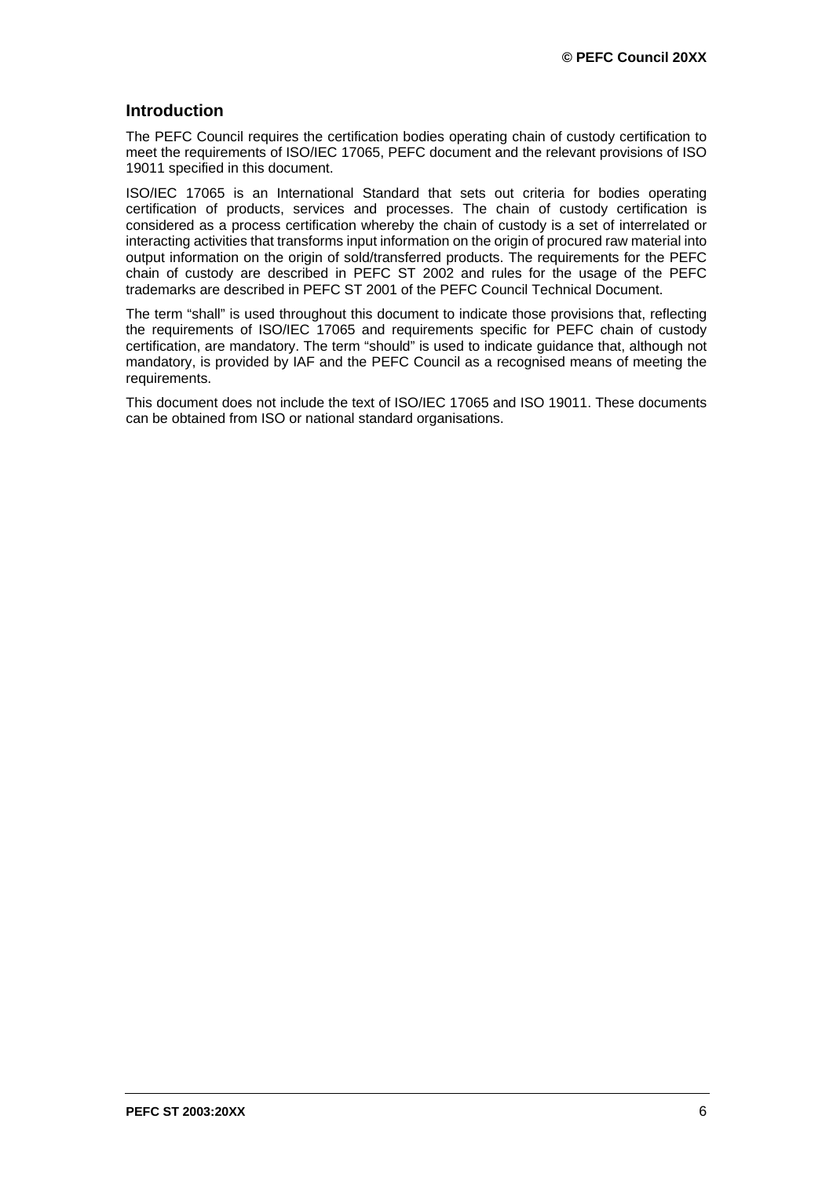## Introduction

The PEFC Council requires the certification bodies operating chain of custody certification to meet the requirements of ISO/IEC 17065, PEFC document and the relevant provisions of ISO 19011 specified in this document.

ISO/IEC 17065 is an International Standard that sets out criteria for bodies operating certification of products, services and processes. The chain of custody certification is considered as a process certification whereby the chain of custody is a set of interrelated or interacting activities that transforms input information on the origin of procured raw material into output information on the origin of sold/transferred products. The requirements for the PEFC chain of custody are described in PEFC ST 2002 and rules for the usage of the PEFC trademarks are described in PEFC ST 2001 of the PEFC Council Technical Document.

The term "shall" is used throughout this document to indicate those provisions that, reflecting the requirements of ISO/IEC 17065 and requirements specific for PEFC chain of custody certification, are mandatory. The term "should" is used to indicate guidance that, although not mandatory, is provided by IAF and the PEFC Council as a recognised means of meeting the requirements.

This document does not include the text of ISO/IEC 17065 and ISO 19011. These documents can be obtained from ISO or national standard organisations.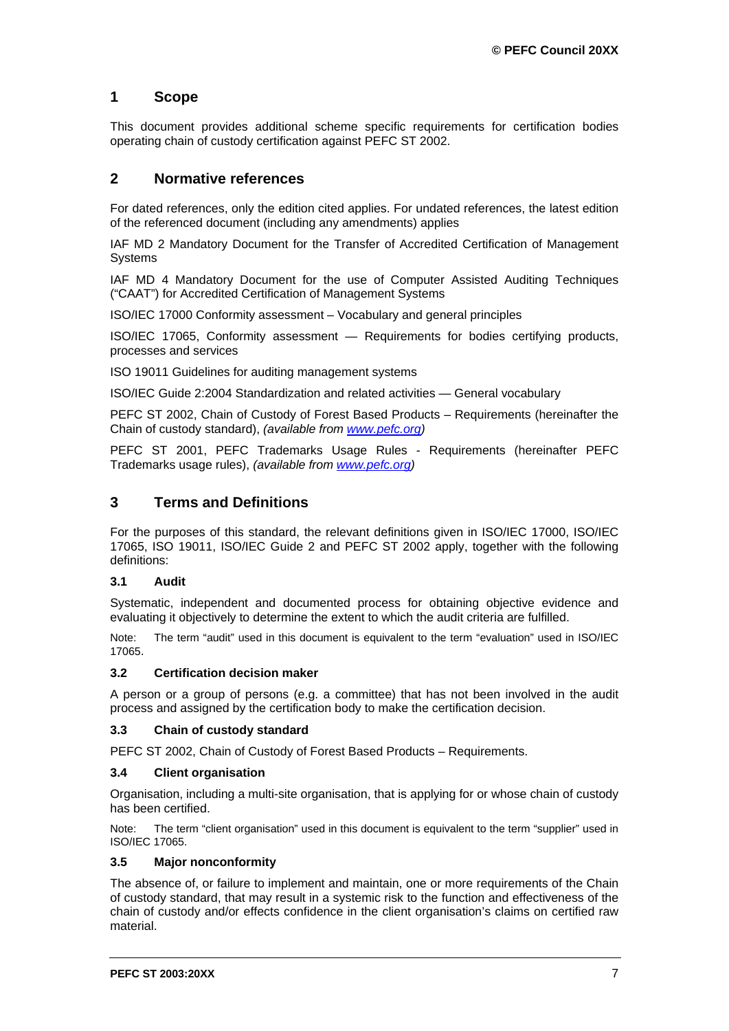## 1 Scope

This document provides additional scheme specific requirements for certification bodies operating chain of custody certification against PEFC ST 2002.

## 2 Normative references

For dated references, only the edition cited applies. For undated references, the latest edition of the referenced document (including any amendments) applies

IAF MD 2 Mandatory Document for the Transfer of Accredited Certification of Management Systems

IAF MD 4 Mandatory Document for the use of Computer Assisted Auditing Techniques ("CAAT") for Accredited Certification of Management Systems

ISO/IEC 17000 Conformity assessment – Vocabulary and general principles

ISO/IEC 17065, Conformity assessment — Requirements for bodies certifying products, processes and services

ISO 19011 Guidelines for auditing management systems

ISO/IEC Guide 2:2004 Standardization and related activities — General vocabulary

PEFC ST 2002, Chain of Custody of Forest Based Products – Requirements (hereinafter the Chain of custody standard), *(available from www.pefc.org)*

PEFC ST 2001, PEFC Trademarks Usage Rules - Requirements (hereinafter PEFC Trademarks usage rules), *(available from www.pefc.org)*

## 3 Terms and Definitions

For the purposes of this standard, the relevant definitions given in ISO/IEC 17000, ISO/IEC 17065, ISO 19011, ISO/IEC Guide 2 and PEFC ST 2002 apply, together with the following definitions:

### 3.1 Audit

Systematic, independent and documented process for obtaining objective evidence and evaluating it objectively to determine the extent to which the audit criteria are fulfilled.

Note: The term "audit" used in this document is equivalent to the term "evaluation" used in ISO/IEC 17065.

### 3.2 Certification decision maker

A person or a group of persons (e.g. a committee) that has not been involved in the audit process and assigned by the certification body to make the certification decision.

### 3.3 Chain of custody standard

PEFC ST 2002, Chain of Custody of Forest Based Products – Requirements.

### 3.4 Client organisation

Organisation, including a multi-site organisation, that is applying for or whose chain of custody has been certified.

Note: The term "client organisation" used in this document is equivalent to the term "supplier" used in ISO/IEC 17065.

### 3.5 Major nonconformity

The absence of, or failure to implement and maintain, one or more requirements of the Chain of custody standard, that may result in a systemic risk to the function and effectiveness of the chain of custody and/or effects confidence in the client organisation's claims on certified raw material.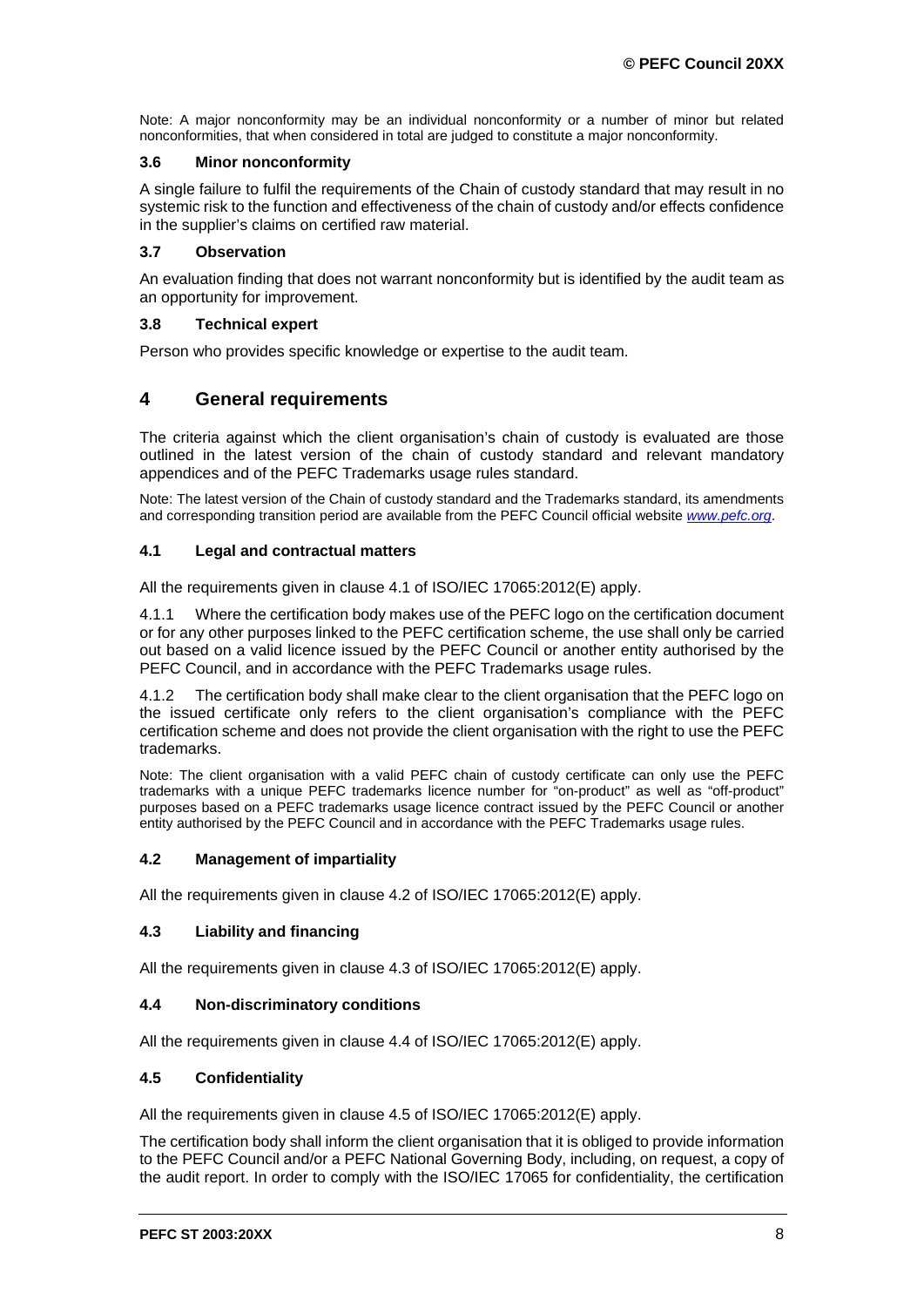Note: A major nonconformity may be an individual nonconformity or a number of minor but related nonconformities, that when considered in total are judged to constitute a major nonconformity.

### 3.6 Minor nonconformity

A single failure to fulfil the requirements of the Chain of custody standard that may result in no systemic risk to the function and effectiveness of the chain of custody and/or effects confidence in the supplier's claims on certified raw material.

### 3.7 Observation

An evaluation finding that does not warrant nonconformity but is identified by the audit team as an opportunity for improvement.

### 3.8 Technical expert

Person who provides specific knowledge or expertise to the audit team.

## 4 General requirements

The criteria against which the client organisation's chain of custody is evaluated are those outlined in the latest version of the chain of custody standard and relevant mandatory appendices and of the PEFC Trademarks usage rules standard.

Note: The latest version of the Chain of custody standard and the Trademarks standard, its amendments and corresponding transition period are available from the PEFC Council official website *www.pefc.org*.

### 4.1 Legal and contractual matters

All the requirements given in clause 4.1 of ISO/IEC 17065:2012(E) apply.

4.1.1 Where the certification body makes use of the PEFC logo on the certification document or for any other purposes linked to the PEFC certification scheme, the use shall only be carried out based on a valid licence issued by the PEFC Council or another entity authorised by the PEFC Council, and in accordance with the PEFC Trademarks usage rules.

4.1.2 The certification body shall make clear to the client organisation that the PEFC logo on the issued certificate only refers to the client organisation's compliance with the PEFC certification scheme and does not provide the client organisation with the right to use the PEFC trademarks.

Note: The client organisation with a valid PEFC chain of custody certificate can only use the PEFC trademarks with a unique PEFC trademarks licence number for "on-product" as well as "off-product" purposes based on a PEFC trademarks usage licence contract issued by the PEFC Council or another entity authorised by the PEFC Council and in accordance with the PEFC Trademarks usage rules.

### 4.2 Management of impartiality

All the requirements given in clause 4.2 of ISO/IEC 17065:2012(E) apply.

### 4.3 Liability and financing

All the requirements given in clause 4.3 of ISO/IEC 17065:2012(E) apply.

### 4.4 Non-discriminatory conditions

All the requirements given in clause 4.4 of ISO/IEC 17065:2012(E) apply.

### 4.5 Confidentiality

All the requirements given in clause 4.5 of ISO/IEC 17065:2012(E) apply.

The certification body shall inform the client organisation that it is obliged to provide information to the PEFC Council and/or a PEFC National Governing Body, including, on request, a copy of the audit report. In order to comply with the ISO/IEC 17065 for confidentiality, the certification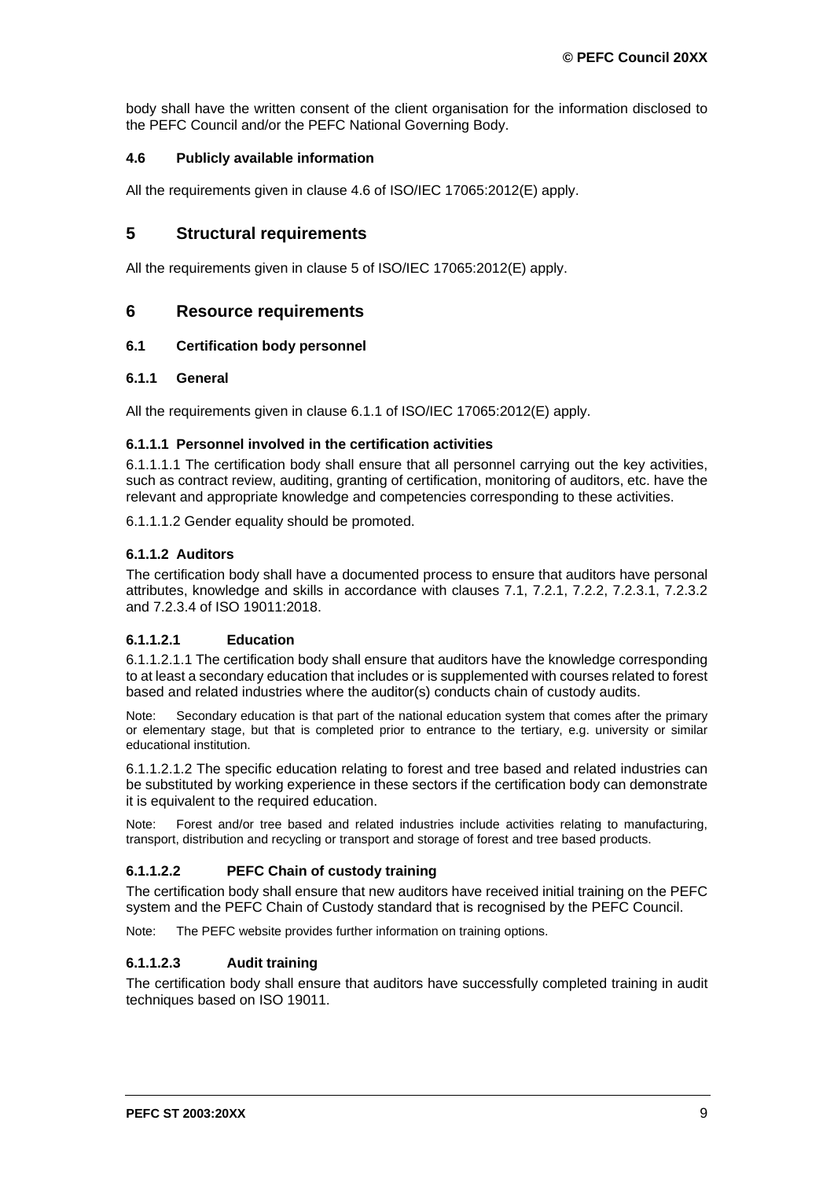body shall have the written consent of the client organisation for the information disclosed to the PEFC Council and/or the PEFC National Governing Body.

### 4.6 Publicly available information

All the requirements given in clause 4.6 of ISO/IEC 17065:2012(E) apply.

## 5 Structural requirements

All the requirements given in clause 5 of ISO/IEC 17065:2012(E) apply.

## 6 Resource requirements

### 6.1 Certification body personnel

### 6.1.1 General

All the requirements given in clause 6.1.1 of ISO/IEC 17065:2012(E) apply.

#### 6.1.1.1 Personnel involved in the certification activities

6.1.1.1.1 The certification body shall ensure that all personnel carrying out the key activities, such as contract review, auditing, granting of certification, monitoring of auditors, etc. have the relevant and appropriate knowledge and competencies corresponding to these activities.

6.1.1.1.2 Gender equality should be promoted.

#### 6.1.1.2 Auditors

The certification body shall have a documented process to ensure that auditors have personal attributes, knowledge and skills in accordance with clauses 7.1, 7.2.1, 7.2.2, 7.2.3.1, 7.2.3.2 and 7.2.3.4 of ISO 19011:2018.

#### 6.1.1.2.1 Education

6.1.1.2.1.1 The certification body shall ensure that auditors have the knowledge corresponding to at least a secondary education that includes or is supplemented with courses related to forest based and related industries where the auditor(s) conducts chain of custody audits.

Note: Secondary education is that part of the national education system that comes after the primary or elementary stage, but that is completed prior to entrance to the tertiary, e.g. university or similar educational institution.

6.1.1.2.1.2 The specific education relating to forest and tree based and related industries can be substituted by working experience in these sectors if the certification body can demonstrate it is equivalent to the required education.

Note: Forest and/or tree based and related industries include activities relating to manufacturing, transport, distribution and recycling or transport and storage of forest and tree based products.

#### 6.1.1.2.2 PEFC Chain of custody training

The certification body shall ensure that new auditors have received initial training on the PEFC system and the PEFC Chain of Custody standard that is recognised by the PEFC Council.

Note: The PEFC website provides further information on training options.

#### 6.1.1.2.3 Audit training

The certification body shall ensure that auditors have successfully completed training in audit techniques based on ISO 19011.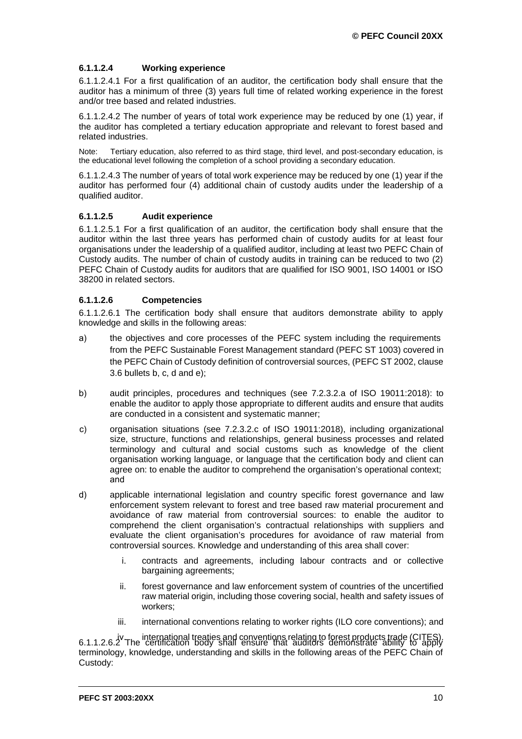#### 6.1.1.2.4 Working experience

6.1.1.2.4.1 For a first qualification of an auditor, the certification body shall ensure that the auditor has a minimum of three (3) years full time of related working experience in the forest and/or tree based and related industries.

6.1.1.2.4.2 The number of years of total work experience may be reduced by one (1) year, if the auditor has completed a tertiary education appropriate and relevant to forest based and related industries.

Note: Tertiary education, also referred to as third stage, third level, and post-secondary education, is the educational level following the completion of a school providing a secondary education.

6.1.1.2.4.3 The number of years of total work experience may be reduced by one (1) year if the auditor has performed four (4) additional chain of custody audits under the leadership of a qualified auditor.

#### 6.1.1.2.5 Audit experience

6.1.1.2.5.1 For a first qualification of an auditor, the certification body shall ensure that the auditor within the last three years has performed chain of custody audits for at least four organisations under the leadership of a qualified auditor, including at least two PEFC Chain of Custody audits. The number of chain of custody audits in training can be reduced to two (2) PEFC Chain of Custody audits for auditors that are qualified for ISO 9001, ISO 14001 or ISO 38200 in related sectors.

#### 6.1.1.2.6 Competencies

6.1.1.2.6.1 The certification body shall ensure that auditors demonstrate ability to apply knowledge and skills in the following areas:

a) the objectives and core processes of the PEFC system including the requirements from the PEFC Sustainable Forest Management standard (PEFC ST 1003) covered in the PEFC Chain of Custody definition of controversial sources, (PEFC ST 2002, clause 3.6 bullets b, c, d and e);

b) audit principles, procedures and techniques (see 7.2.3.2.a of ISO 19011:2018): to enable the auditor to apply those appropriate to different audits and ensure that audits are conducted in a consistent and systematic manner;

c) organisation situations (see 7.2.3.2.c of ISO 19011:2018), including organizational size, structure, functions and relationships, general business processes and related terminology and cultural and social customs such as knowledge of the client organisation working language, or language that the certification body and client can agree on: to enable the auditor to comprehend the organisation's operational context; and

d) applicable international legislation and country specific forest governance and law enforcement system relevant to forest and tree based raw material procurement and avoidance of raw material from controversial sources: to enable the auditor to comprehend the client organisation's contractual relationships with suppliers and evaluate the client organisation's procedures for avoidance of raw material from controversial sources. Knowledge and understanding of this area shall cover:

   i. contracts and agreements, including labour contracts and or collective bargaining agreements;

   ii. forest governance and law enforcement system of countries of the uncertified raw material origin, including those covering social, health and safety issues of workers;

   iii. international conventions relating to worker rights (ILO core conventions); and

   iv. international treaties and conventions relating to forest products trade (CITES).

6.1.1.2.6.2 The certification body shall ensure that auditors demonstrate ability to apply terminology, knowledge, understanding and skills in the following areas of the PEFC Chain of Custody: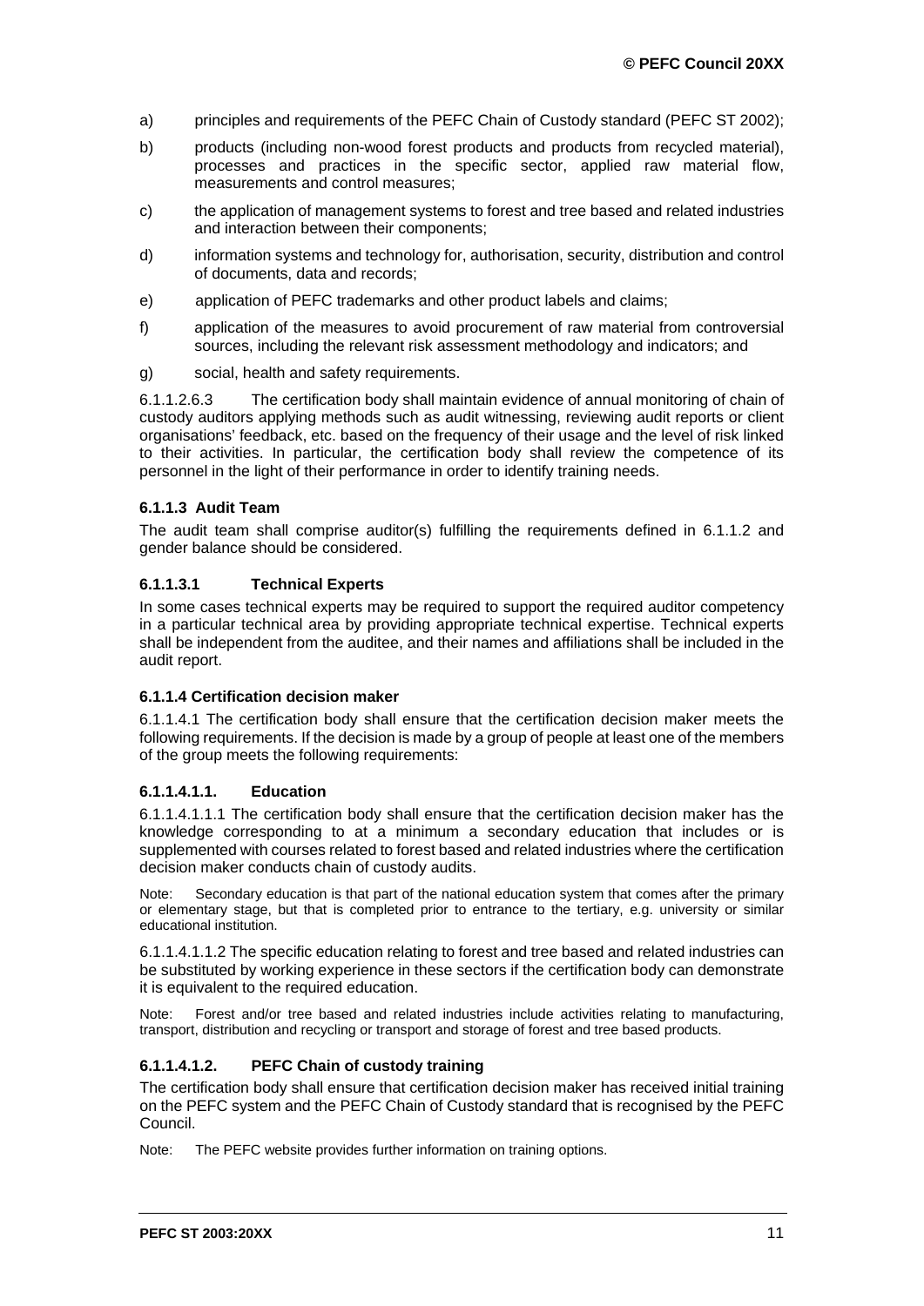a) principles and requirements of the PEFC Chain of Custody standard (PEFC ST 2002);

b) products (including non-wood forest products and products from recycled material), processes and practices in the specific sector, applied raw material flow, measurements and control measures;

c) the application of management systems to forest and tree based and related industries and interaction between their components;

d) information systems and technology for, authorisation, security, distribution and control of documents, data and records;

e) application of PEFC trademarks and other product labels and claims;

f) application of the measures to avoid procurement of raw material from controversial sources, including the relevant risk assessment methodology and indicators; and

g) social, health and safety requirements.

6.1.1.2.6.3 The certification body shall maintain evidence of annual monitoring of chain of custody auditors applying methods such as audit witnessing, reviewing audit reports or client organisations' feedback, etc. based on the frequency of their usage and the level of risk linked to their activities. In particular, the certification body shall review the competence of its personnel in the light of their performance in order to identify training needs.

#### 6.1.1.3 Audit Team

The audit team shall comprise auditor(s) fulfilling the requirements defined in 6.1.1.2 and gender balance should be considered.

#### 6.1.1.3.1 Technical Experts

In some cases technical experts may be required to support the required auditor competency in a particular technical area by providing appropriate technical expertise. Technical experts shall be independent from the auditee, and their names and affiliations shall be included in the audit report.

#### 6.1.1.4 Certification decision maker

6.1.1.4.1 The certification body shall ensure that the certification decision maker meets the following requirements. If the decision is made by a group of people at least one of the members of the group meets the following requirements:

#### 6.1.1.4.1.1. Education

6.1.1.4.1.1.1 The certification body shall ensure that the certification decision maker has the knowledge corresponding to at a minimum a secondary education that includes or is supplemented with courses related to forest based and related industries where the certification decision maker conducts chain of custody audits.

Note: Secondary education is that part of the national education system that comes after the primary or elementary stage, but that is completed prior to entrance to the tertiary, e.g. university or similar educational institution.

6.1.1.4.1.1.2 The specific education relating to forest and tree based and related industries can be substituted by working experience in these sectors if the certification body can demonstrate it is equivalent to the required education.

Note: Forest and/or tree based and related industries include activities relating to manufacturing, transport, distribution and recycling or transport and storage of forest and tree based products.

#### 6.1.1.4.1.2. PEFC Chain of custody training

The certification body shall ensure that certification decision maker has received initial training on the PEFC system and the PEFC Chain of Custody standard that is recognised by the PEFC Council.

Note: The PEFC website provides further information on training options.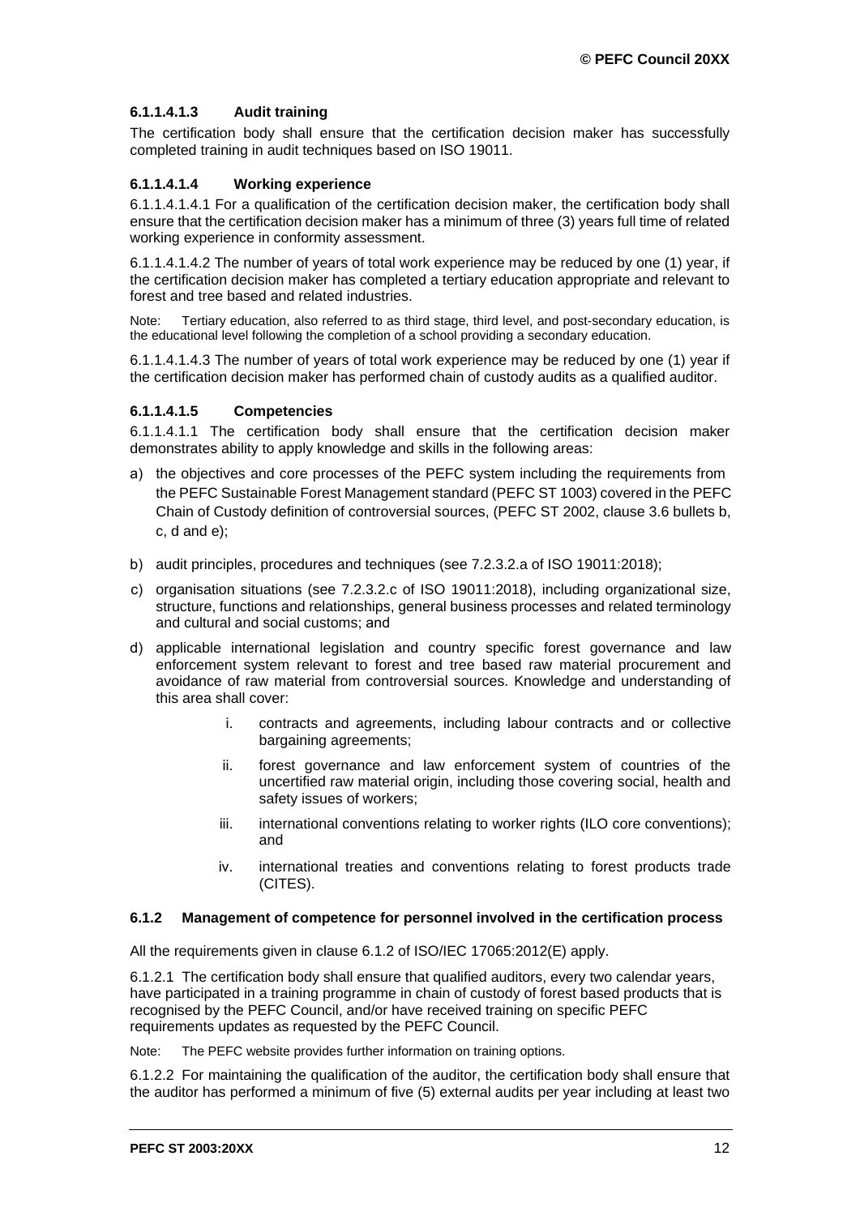#### 6.1.1.4.1.3 Audit training

The certification body shall ensure that the certification decision maker has successfully completed training in audit techniques based on ISO 19011.

#### 6.1.1.4.1.4 Working experience

6.1.1.4.1.4.1 For a qualification of the certification decision maker, the certification body shall ensure that the certification decision maker has a minimum of three (3) years full time of related working experience in conformity assessment.

6.1.1.4.1.4.2 The number of years of total work experience may be reduced by one (1) year, if the certification decision maker has completed a tertiary education appropriate and relevant to forest and tree based and related industries.

Note: Tertiary education, also referred to as third stage, third level, and post-secondary education, is the educational level following the completion of a school providing a secondary education.

6.1.1.4.1.4.3 The number of years of total work experience may be reduced by one (1) year if the certification decision maker has performed chain of custody audits as a qualified auditor.

#### 6.1.1.4.1.5 Competencies

6.1.1.4.1.1 The certification body shall ensure that the certification decision maker demonstrates ability to apply knowledge and skills in the following areas:

a) the objectives and core processes of the PEFC system including the requirements from the PEFC Sustainable Forest Management standard (PEFC ST 1003) covered in the PEFC Chain of Custody definition of controversial sources, (PEFC ST 2002, clause 3.6 bullets b, c, d and e);

b) audit principles, procedures and techniques (see 7.2.3.2.a of ISO 19011:2018);

c) organisation situations (see 7.2.3.2.c of ISO 19011:2018), including organizational size, structure, functions and relationships, general business processes and related terminology and cultural and social customs; and

d) applicable international legislation and country specific forest governance and law enforcement system relevant to forest and tree based raw material procurement and avoidance of raw material from controversial sources. Knowledge and understanding of this area shall cover:

   i. contracts and agreements, including labour contracts and or collective bargaining agreements;

   ii. forest governance and law enforcement system of countries of the uncertified raw material origin, including those covering social, health and safety issues of workers;

   iii. international conventions relating to worker rights (ILO core conventions); and

   iv. international treaties and conventions relating to forest products trade (CITES).

### 6.1.2 Management of competence for personnel involved in the certification process

All the requirements given in clause 6.1.2 of ISO/IEC 17065:2012(E) apply.

6.1.2.1 The certification body shall ensure that qualified auditors, every two calendar years, have participated in a training programme in chain of custody of forest based products that is recognised by the PEFC Council, and/or have received training on specific PEFC requirements updates as requested by the PEFC Council.

Note: The PEFC website provides further information on training options.

6.1.2.2 For maintaining the qualification of the auditor, the certification body shall ensure that the auditor has performed a minimum of five (5) external audits per year including at least two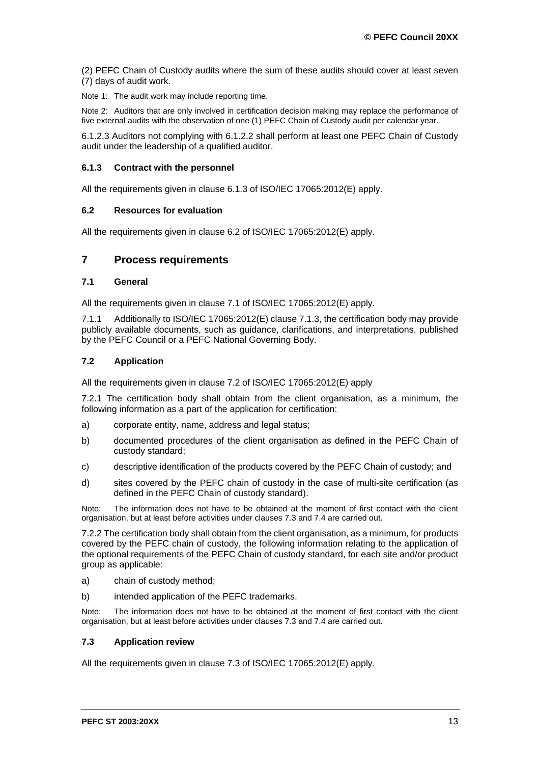(2) PEFC Chain of Custody audits where the sum of these audits should cover at least seven (7) days of audit work.

Note 1: The audit work may include reporting time.

Note 2: Auditors that are only involved in certification decision making may replace the performance of five external audits with the observation of one (1) PEFC Chain of Custody audit per calendar year.

6.1.2.3 Auditors not complying with 6.1.2.2 shall perform at least one PEFC Chain of Custody audit under the leadership of a qualified auditor.

### 6.1.3 Contract with the personnel

All the requirements given in clause 6.1.3 of ISO/IEC 17065:2012(E) apply.

### 6.2 Resources for evaluation

All the requirements given in clause 6.2 of ISO/IEC 17065:2012(E) apply.

## 7 Process requirements

### 7.1 General

All the requirements given in clause 7.1 of ISO/IEC 17065:2012(E) apply.

7.1.1 Additionally to ISO/IEC 17065:2012(E) clause 7.1.3, the certification body may provide publicly available documents, such as guidance, clarifications, and interpretations, published by the PEFC Council or a PEFC National Governing Body.

### 7.2 Application

All the requirements given in clause 7.2 of ISO/IEC 17065:2012(E) apply

7.2.1 The certification body shall obtain from the client organisation, as a minimum, the following information as a part of the application for certification:

a) corporate entity, name, address and legal status;

b) documented procedures of the client organisation as defined in the PEFC Chain of custody standard;

c) descriptive identification of the products covered by the PEFC Chain of custody; and

d) sites covered by the PEFC chain of custody in the case of multi-site certification (as defined in the PEFC Chain of custody standard).

Note: The information does not have to be obtained at the moment of first contact with the client organisation, but at least before activities under clauses 7.3 and 7.4 are carried out.

7.2.2 The certification body shall obtain from the client organisation, as a minimum, for products covered by the PEFC chain of custody, the following information relating to the application of the optional requirements of the PEFC Chain of custody standard, for each site and/or product group as applicable:

a) chain of custody method;

b) intended application of the PEFC trademarks.

Note: The information does not have to be obtained at the moment of first contact with the client organisation, but at least before activities under clauses 7.3 and 7.4 are carried out.

### 7.3 Application review

All the requirements given in clause 7.3 of ISO/IEC 17065:2012(E) apply.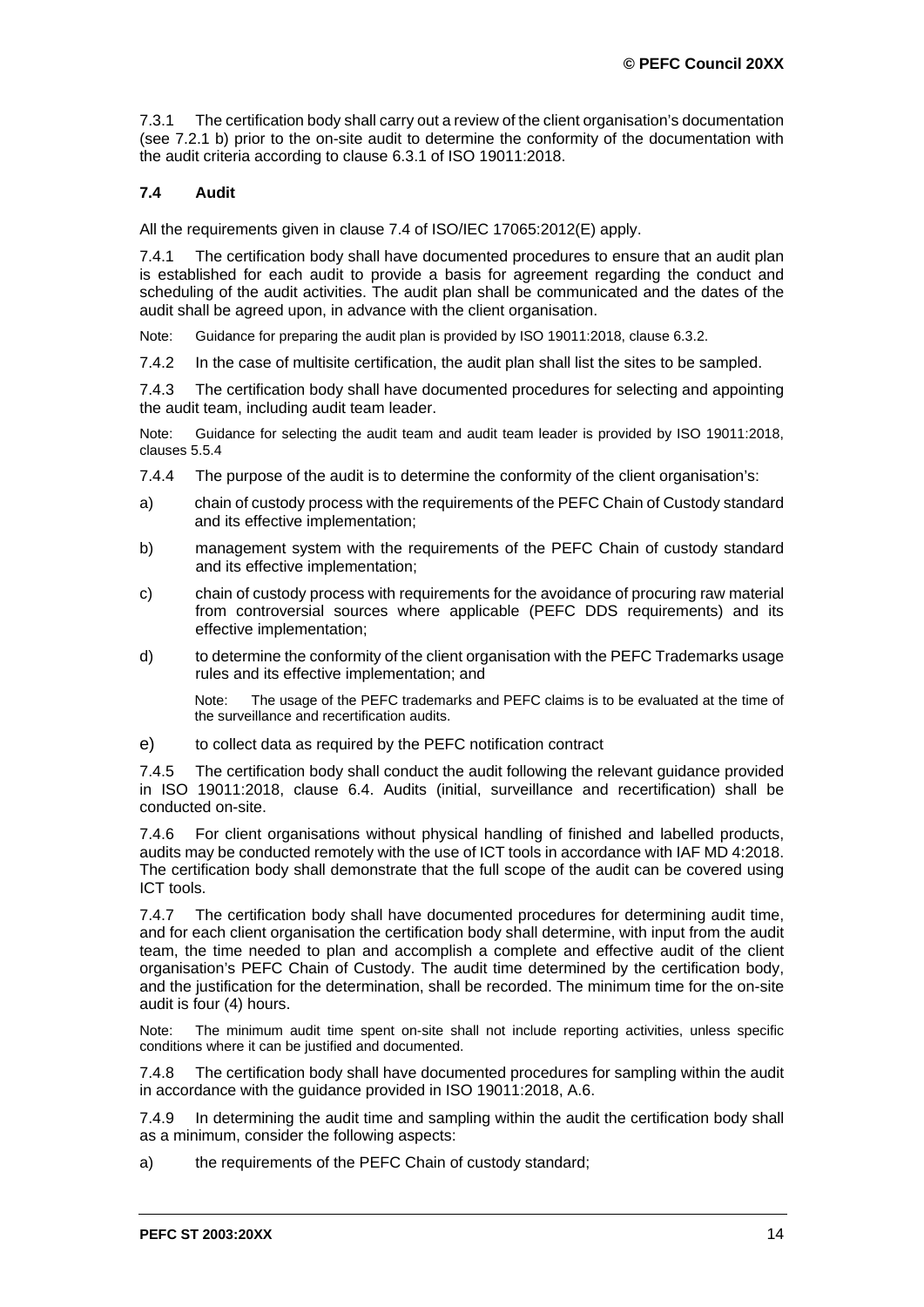7.3.1 The certification body shall carry out a review of the client organisation's documentation (see 7.2.1 b) prior to the on-site audit to determine the conformity of the documentation with the audit criteria according to clause 6.3.1 of ISO 19011:2018.

### 7.4 Audit

All the requirements given in clause 7.4 of ISO/IEC 17065:2012(E) apply.

7.4.1 The certification body shall have documented procedures to ensure that an audit plan is established for each audit to provide a basis for agreement regarding the conduct and scheduling of the audit activities. The audit plan shall be communicated and the dates of the audit shall be agreed upon, in advance with the client organisation.

Note: Guidance for preparing the audit plan is provided by ISO 19011:2018, clause 6.3.2.

7.4.2 In the case of multisite certification, the audit plan shall list the sites to be sampled.

7.4.3 The certification body shall have documented procedures for selecting and appointing the audit team, including audit team leader.

Note: Guidance for selecting the audit team and audit team leader is provided by ISO 19011:2018, clauses 5.5.4

7.4.4 The purpose of the audit is to determine the conformity of the client organisation's:

a) chain of custody process with the requirements of the PEFC Chain of Custody standard and its effective implementation;

b) management system with the requirements of the PEFC Chain of custody standard and its effective implementation;

c) chain of custody process with requirements for the avoidance of procuring raw material from controversial sources where applicable (PEFC DDS requirements) and its effective implementation;

d) to determine the conformity of the client organisation with the PEFC Trademarks usage rules and its effective implementation; and

   Note: The usage of the PEFC trademarks and PEFC claims is to be evaluated at the time of the surveillance and recertification audits.

e) to collect data as required by the PEFC notification contract

7.4.5 The certification body shall conduct the audit following the relevant guidance provided in ISO 19011:2018, clause 6.4. Audits (initial, surveillance and recertification) shall be conducted on-site.

7.4.6 For client organisations without physical handling of finished and labelled products, audits may be conducted remotely with the use of ICT tools in accordance with IAF MD 4:2018. The certification body shall demonstrate that the full scope of the audit can be covered using ICT tools.

7.4.7 The certification body shall have documented procedures for determining audit time, and for each client organisation the certification body shall determine, with input from the audit team, the time needed to plan and accomplish a complete and effective audit of the client organisation's PEFC Chain of Custody. The audit time determined by the certification body, and the justification for the determination, shall be recorded. The minimum time for the on-site audit is four (4) hours.

Note: The minimum audit time spent on-site shall not include reporting activities, unless specific conditions where it can be justified and documented.

7.4.8 The certification body shall have documented procedures for sampling within the audit in accordance with the guidance provided in ISO 19011:2018, A.6.

7.4.9 In determining the audit time and sampling within the audit the certification body shall as a minimum, consider the following aspects:

a) the requirements of the PEFC Chain of custody standard;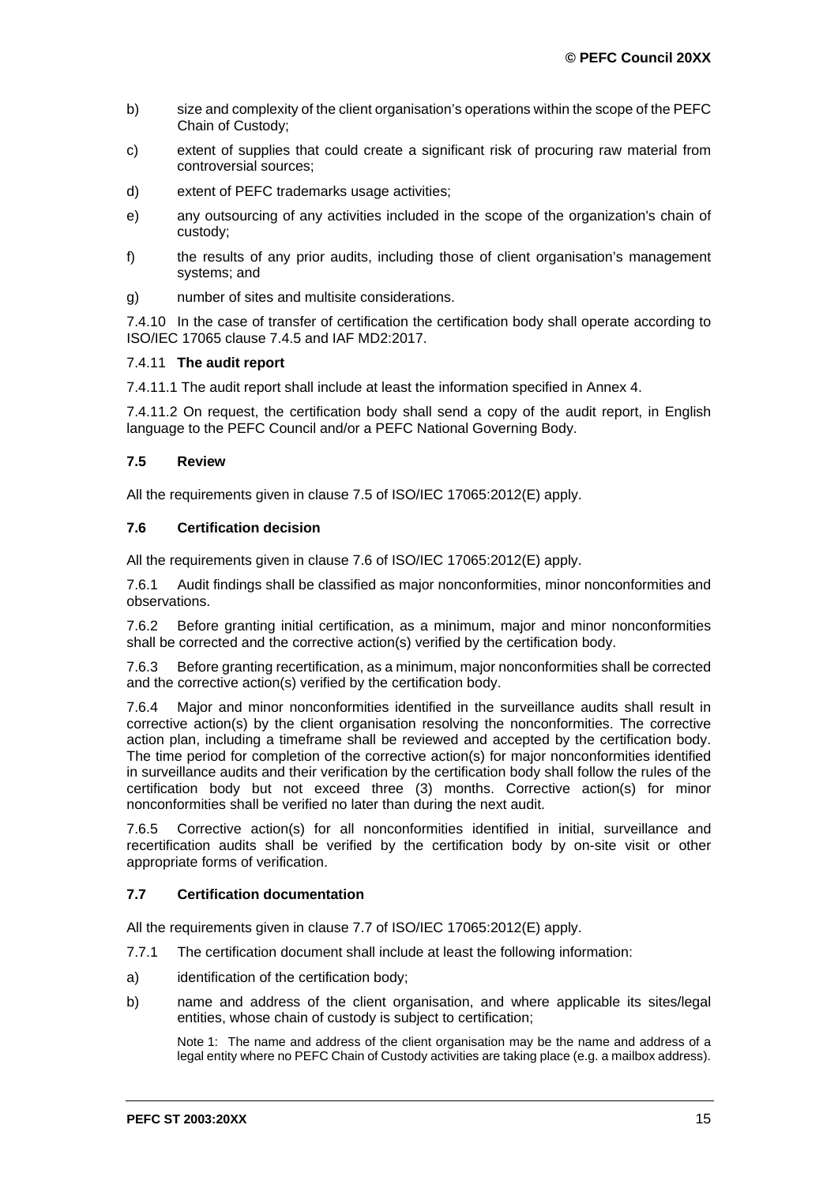b) size and complexity of the client organisation's operations within the scope of the PEFC Chain of Custody;

c) extent of supplies that could create a significant risk of procuring raw material from controversial sources;

d) extent of PEFC trademarks usage activities;

e) any outsourcing of any activities included in the scope of the organization's chain of custody;

f) the results of any prior audits, including those of client organisation's management systems; and

g) number of sites and multisite considerations.

7.4.10 In the case of transfer of certification the certification body shall operate according to ISO/IEC 17065 clause 7.4.5 and IAF MD2:2017.

7.4.11 **The audit report**

7.4.11.1 The audit report shall include at least the information specified in Annex 4.

7.4.11.2 On request, the certification body shall send a copy of the audit report, in English language to the PEFC Council and/or a PEFC National Governing Body.

### 7.5 Review

All the requirements given in clause 7.5 of ISO/IEC 17065:2012(E) apply.

### 7.6 Certification decision

All the requirements given in clause 7.6 of ISO/IEC 17065:2012(E) apply.

7.6.1 Audit findings shall be classified as major nonconformities, minor nonconformities and observations.

7.6.2 Before granting initial certification, as a minimum, major and minor nonconformities shall be corrected and the corrective action(s) verified by the certification body.

7.6.3 Before granting recertification, as a minimum, major nonconformities shall be corrected and the corrective action(s) verified by the certification body.

7.6.4 Major and minor nonconformities identified in the surveillance audits shall result in corrective action(s) by the client organisation resolving the nonconformities. The corrective action plan, including a timeframe shall be reviewed and accepted by the certification body. The time period for completion of the corrective action(s) for major nonconformities identified in surveillance audits and their verification by the certification body shall follow the rules of the certification body but not exceed three (3) months. Corrective action(s) for minor nonconformities shall be verified no later than during the next audit.

7.6.5 Corrective action(s) for all nonconformities identified in initial, surveillance and recertification audits shall be verified by the certification body by on-site visit or other appropriate forms of verification.

### 7.7 Certification documentation

All the requirements given in clause 7.7 of ISO/IEC 17065:2012(E) apply.

7.7.1 The certification document shall include at least the following information:

a) identification of the certification body;

b) name and address of the client organisation, and where applicable its sites/legal entities, whose chain of custody is subject to certification;

Note 1: The name and address of the client organisation may be the name and address of a legal entity where no PEFC Chain of Custody activities are taking place (e.g. a mailbox address).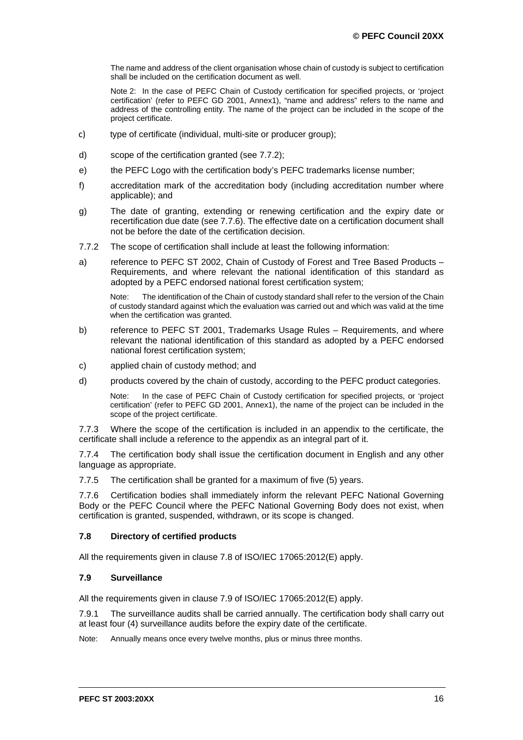The name and address of the client organisation whose chain of custody is subject to certification shall be included on the certification document as well.

Note 2: In the case of PEFC Chain of Custody certification for specified projects, or 'project certification' (refer to PEFC GD 2001, Annex1), "name and address" refers to the name and address of the controlling entity. The name of the project can be included in the scope of the project certificate.

c) type of certificate (individual, multi-site or producer group);

d) scope of the certification granted (see 7.7.2);

e) the PEFC Logo with the certification body's PEFC trademarks license number;

f) accreditation mark of the accreditation body (including accreditation number where applicable); and

g) The date of granting, extending or renewing certification and the expiry date or recertification due date (see 7.7.6). The effective date on a certification document shall not be before the date of the certification decision.

7.7.2 The scope of certification shall include at least the following information:

a) reference to PEFC ST 2002, Chain of Custody of Forest and Tree Based Products – Requirements, and where relevant the national identification of this standard as adopted by a PEFC endorsed national forest certification system;

Note: The identification of the Chain of custody standard shall refer to the version of the Chain of custody standard against which the evaluation was carried out and which was valid at the time when the certification was granted.

b) reference to PEFC ST 2001, Trademarks Usage Rules – Requirements, and where relevant the national identification of this standard as adopted by a PEFC endorsed national forest certification system;

c) applied chain of custody method; and

d) products covered by the chain of custody, according to the PEFC product categories.

Note: In the case of PEFC Chain of Custody certification for specified projects, or 'project certification' (refer to PEFC GD 2001, Annex1), the name of the project can be included in the scope of the project certificate.

7.7.3 Where the scope of the certification is included in an appendix to the certificate, the certificate shall include a reference to the appendix as an integral part of it.

7.7.4 The certification body shall issue the certification document in English and any other language as appropriate.

7.7.5 The certification shall be granted for a maximum of five (5) years.

7.7.6 Certification bodies shall immediately inform the relevant PEFC National Governing Body or the PEFC Council where the PEFC National Governing Body does not exist, when certification is granted, suspended, withdrawn, or its scope is changed.

### 7.8 Directory of certified products

All the requirements given in clause 7.8 of ISO/IEC 17065:2012(E) apply.

### 7.9 Surveillance

All the requirements given in clause 7.9 of ISO/IEC 17065:2012(E) apply.

7.9.1 The surveillance audits shall be carried annually. The certification body shall carry out at least four (4) surveillance audits before the expiry date of the certificate.

Note: Annually means once every twelve months, plus or minus three months.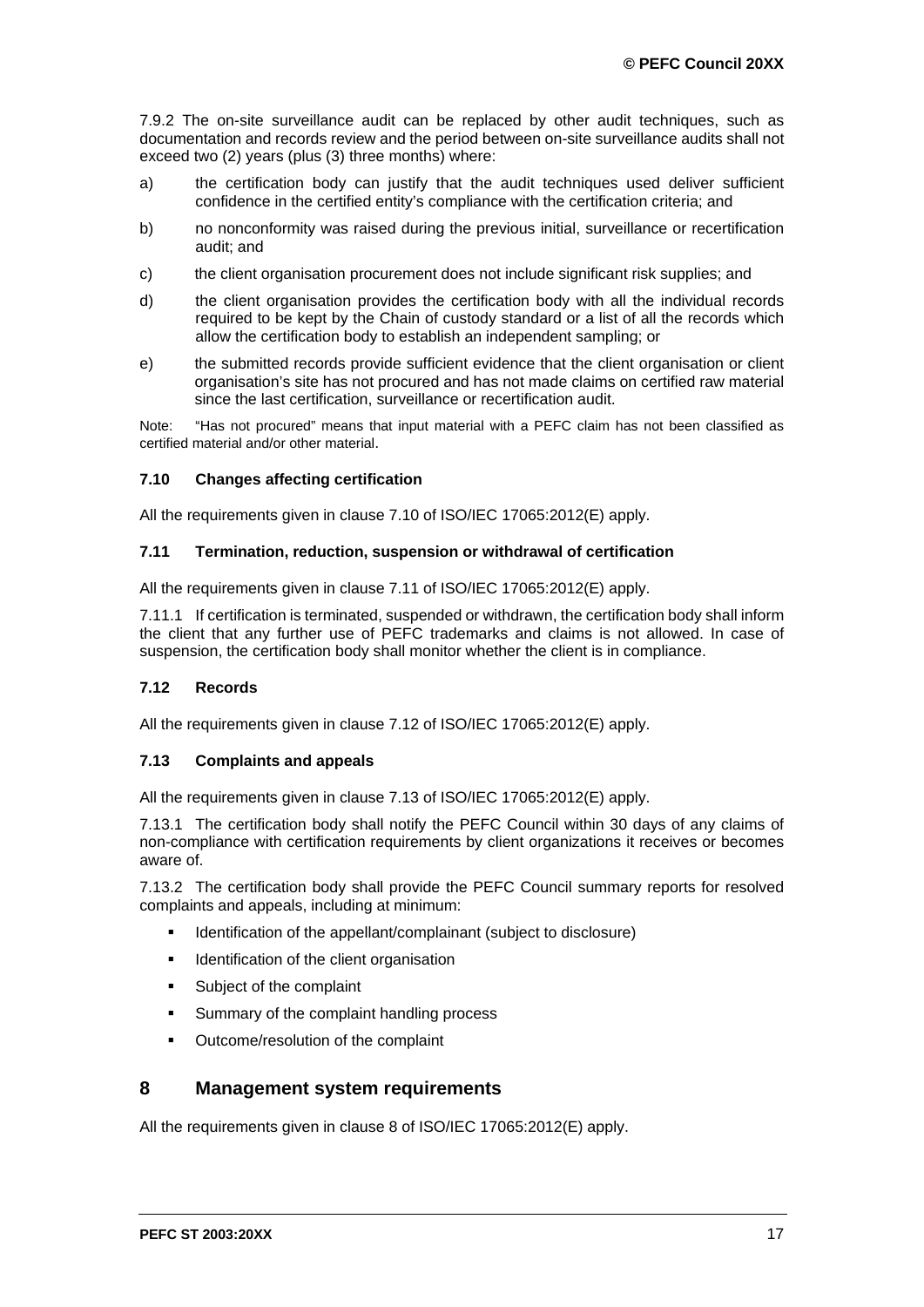7.9.2 The on-site surveillance audit can be replaced by other audit techniques, such as documentation and records review and the period between on-site surveillance audits shall not exceed two (2) years (plus (3) three months) where:

a) the certification body can justify that the audit techniques used deliver sufficient confidence in the certified entity's compliance with the certification criteria; and

b) no nonconformity was raised during the previous initial, surveillance or recertification audit; and

c) the client organisation procurement does not include significant risk supplies; and

d) the client organisation provides the certification body with all the individual records required to be kept by the Chain of custody standard or a list of all the records which allow the certification body to establish an independent sampling; or

e) the submitted records provide sufficient evidence that the client organisation or client organisation's site has not procured and has not made claims on certified raw material since the last certification, surveillance or recertification audit.

Note: "Has not procured" means that input material with a PEFC claim has not been classified as certified material and/or other material.

### 7.10 Changes affecting certification

All the requirements given in clause 7.10 of ISO/IEC 17065:2012(E) apply.

### 7.11 Termination, reduction, suspension or withdrawal of certification

All the requirements given in clause 7.11 of ISO/IEC 17065:2012(E) apply.

7.11.1 If certification is terminated, suspended or withdrawn, the certification body shall inform the client that any further use of PEFC trademarks and claims is not allowed. In case of suspension, the certification body shall monitor whether the client is in compliance.

### 7.12 Records

All the requirements given in clause 7.12 of ISO/IEC 17065:2012(E) apply.

### 7.13 Complaints and appeals

All the requirements given in clause 7.13 of ISO/IEC 17065:2012(E) apply.

7.13.1 The certification body shall notify the PEFC Council within 30 days of any claims of non-compliance with certification requirements by client organizations it receives or becomes aware of.

7.13.2 The certification body shall provide the PEFC Council summary reports for resolved complaints and appeals, including at minimum:

- Identification of the appellant/complainant (subject to disclosure)
- Identification of the client organisation
- Subject of the complaint
- Summary of the complaint handling process
- Outcome/resolution of the complaint

## 8 Management system requirements

All the requirements given in clause 8 of ISO/IEC 17065:2012(E) apply.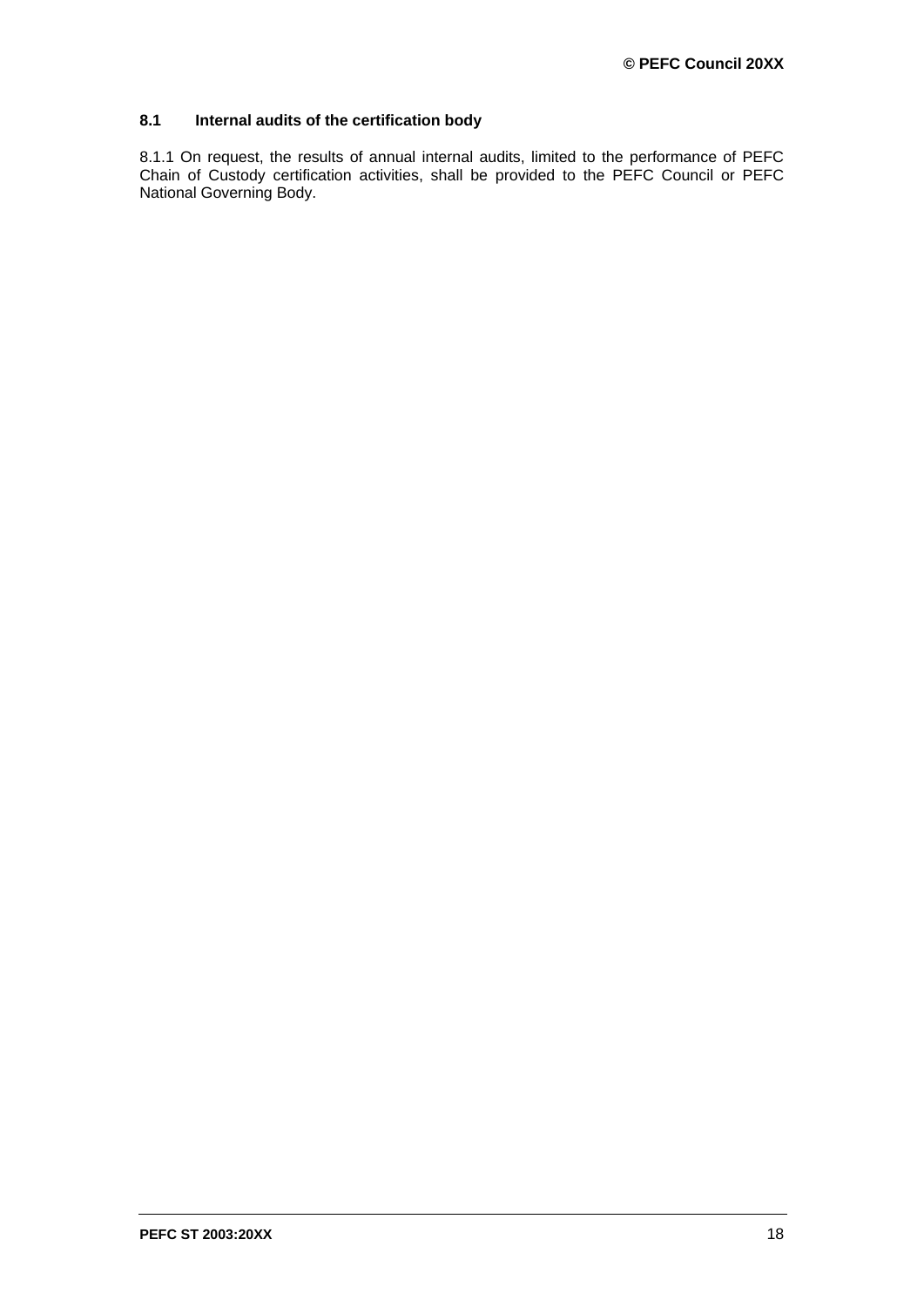## 8.1 Internal audits of the certification body

8.1.1 On request, the results of annual internal audits, limited to the performance of PEFC Chain of Custody certification activities, shall be provided to the PEFC Council or PEFC National Governing Body.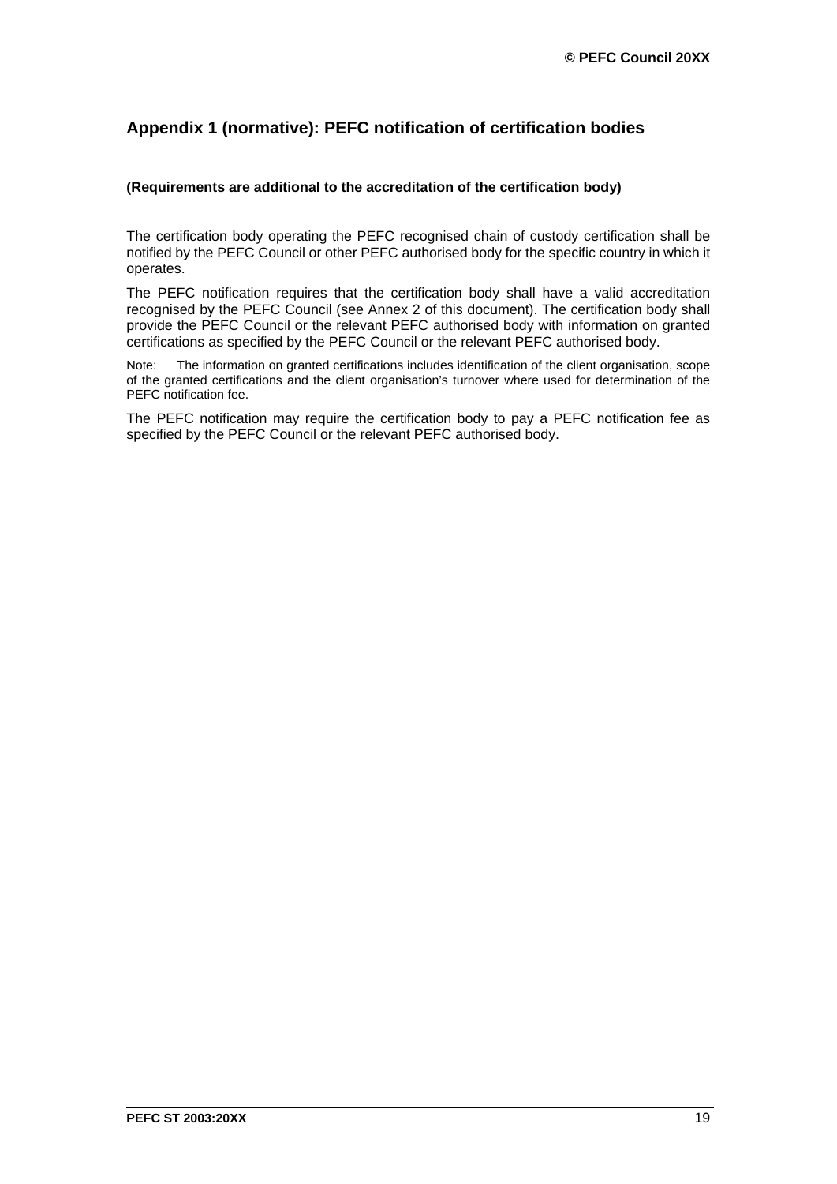## Appendix 1 (normative): PEFC notification of certification bodies

**(Requirements are additional to the accreditation of the certification body)**

The certification body operating the PEFC recognised chain of custody certification shall be notified by the PEFC Council or other PEFC authorised body for the specific country in which it operates.

The PEFC notification requires that the certification body shall have a valid accreditation recognised by the PEFC Council (see Annex 2 of this document). The certification body shall provide the PEFC Council or the relevant PEFC authorised body with information on granted certifications as specified by the PEFC Council or the relevant PEFC authorised body.

Note: The information on granted certifications includes identification of the client organisation, scope of the granted certifications and the client organisation's turnover where used for determination of the PEFC notification fee.

The PEFC notification may require the certification body to pay a PEFC notification fee as specified by the PEFC Council or the relevant PEFC authorised body.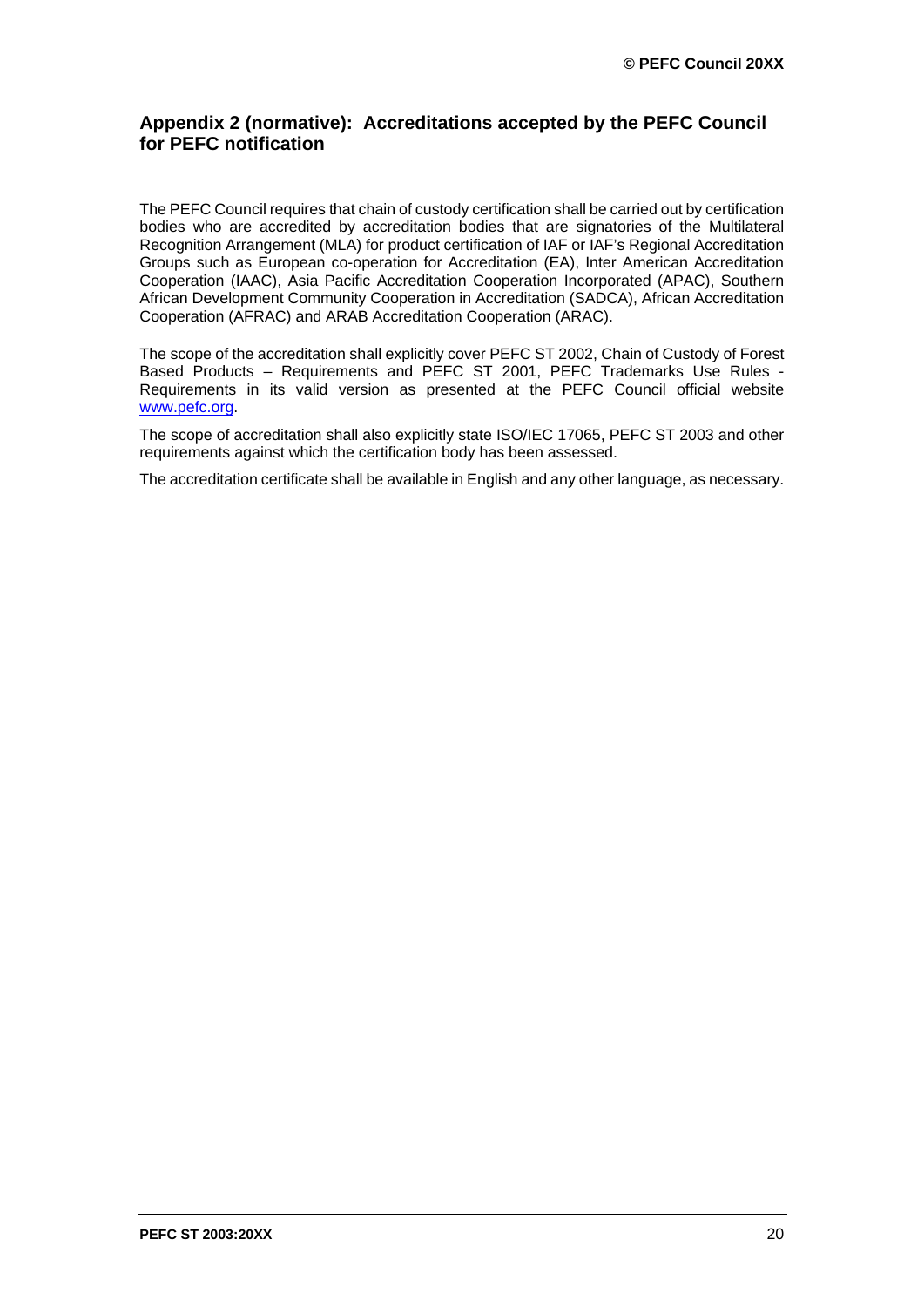## Appendix 2 (normative): Accreditations accepted by the PEFC Council for PEFC notification

The PEFC Council requires that chain of custody certification shall be carried out by certification bodies who are accredited by accreditation bodies that are signatories of the Multilateral Recognition Arrangement (MLA) for product certification of IAF or IAF's Regional Accreditation Groups such as European co-operation for Accreditation (EA), Inter American Accreditation Cooperation (IAAC), Asia Pacific Accreditation Cooperation Incorporated (APAC), Southern African Development Community Cooperation in Accreditation (SADCA), African Accreditation Cooperation (AFRAC) and ARAB Accreditation Cooperation (ARAC).

The scope of the accreditation shall explicitly cover PEFC ST 2002, Chain of Custody of Forest Based Products – Requirements and PEFC ST 2001, PEFC Trademarks Use Rules - Requirements in its valid version as presented at the PEFC Council official website [www.pefc.org](www.pefc.org).

The scope of accreditation shall also explicitly state ISO/IEC 17065, PEFC ST 2003 and other requirements against which the certification body has been assessed.

The accreditation certificate shall be available in English and any other language, as necessary.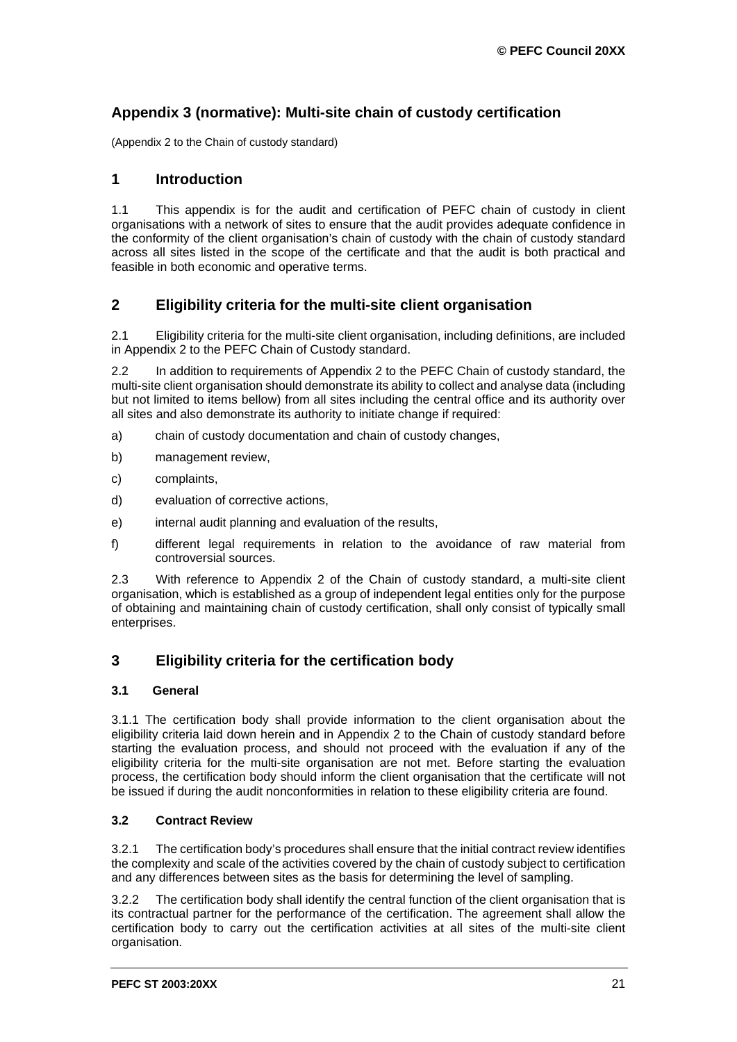# Appendix 3 (normative): Multi-site chain of custody certification

(Appendix 2 to the Chain of custody standard)

## 1 Introduction

1.1 This appendix is for the audit and certification of PEFC chain of custody in client organisations with a network of sites to ensure that the audit provides adequate confidence in the conformity of the client organisation's chain of custody with the chain of custody standard across all sites listed in the scope of the certificate and that the audit is both practical and feasible in both economic and operative terms.

## 2 Eligibility criteria for the multi-site client organisation

2.1 Eligibility criteria for the multi-site client organisation, including definitions, are included in Appendix 2 to the PEFC Chain of Custody standard.

2.2 In addition to requirements of Appendix 2 to the PEFC Chain of custody standard, the multi-site client organisation should demonstrate its ability to collect and analyse data (including but not limited to items bellow) from all sites including the central office and its authority over all sites and also demonstrate its authority to initiate change if required:

a) chain of custody documentation and chain of custody changes,

b) management review,

c) complaints,

d) evaluation of corrective actions,

e) internal audit planning and evaluation of the results,

f) different legal requirements in relation to the avoidance of raw material from controversial sources.

2.3 With reference to Appendix 2 of the Chain of custody standard, a multi-site client organisation, which is established as a group of independent legal entities only for the purpose of obtaining and maintaining chain of custody certification, shall only consist of typically small enterprises.

## 3 Eligibility criteria for the certification body

### 3.1 General

3.1.1 The certification body shall provide information to the client organisation about the eligibility criteria laid down herein and in Appendix 2 to the Chain of custody standard before starting the evaluation process, and should not proceed with the evaluation if any of the eligibility criteria for the multi-site organisation are not met. Before starting the evaluation process, the certification body should inform the client organisation that the certificate will not be issued if during the audit nonconformities in relation to these eligibility criteria are found.

### 3.2 Contract Review

3.2.1 The certification body's procedures shall ensure that the initial contract review identifies the complexity and scale of the activities covered by the chain of custody subject to certification and any differences between sites as the basis for determining the level of sampling.

3.2.2 The certification body shall identify the central function of the client organisation that is its contractual partner for the performance of the certification. The agreement shall allow the certification body to carry out the certification activities at all sites of the multi-site client organisation.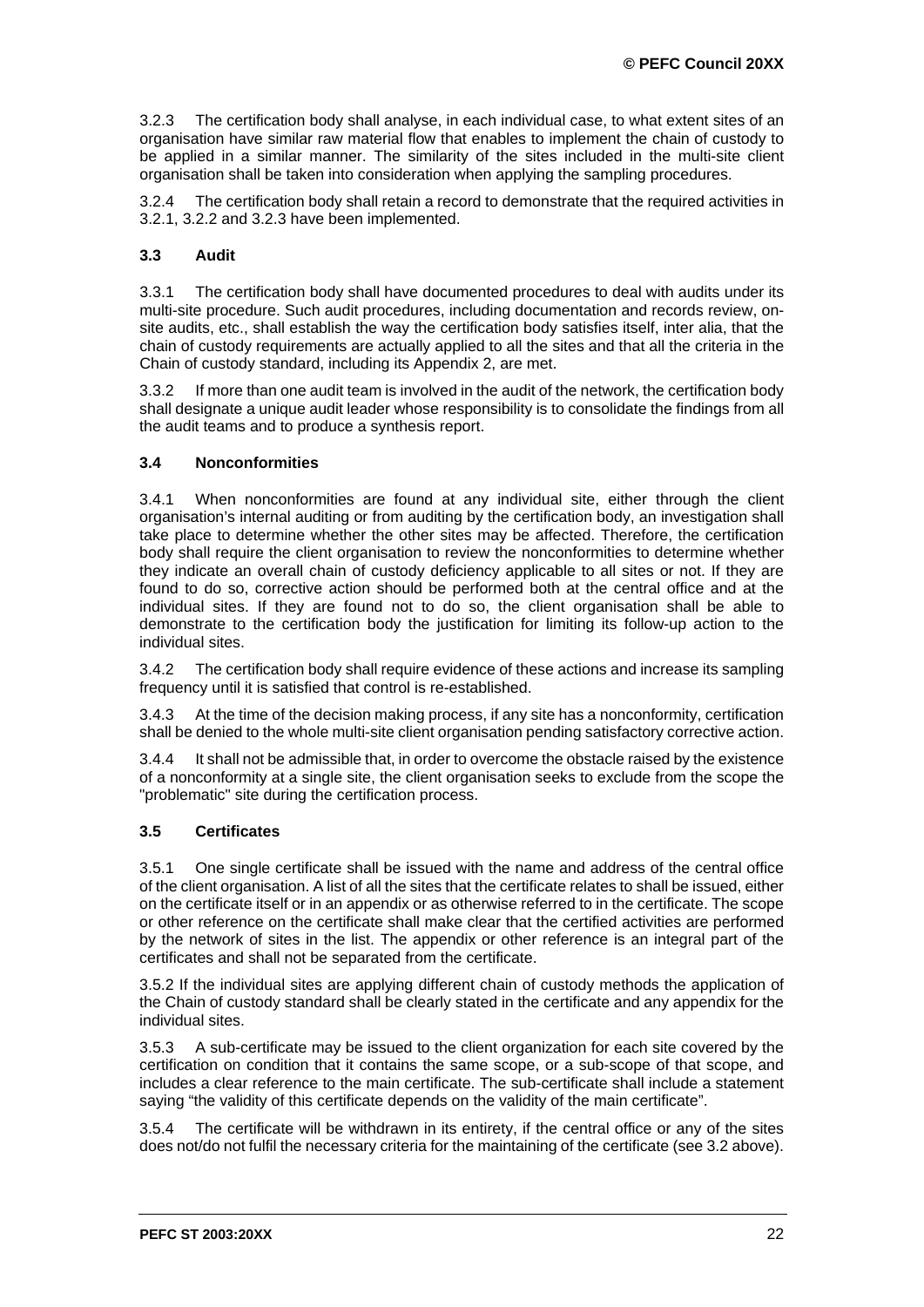3.2.3 The certification body shall analyse, in each individual case, to what extent sites of an organisation have similar raw material flow that enables to implement the chain of custody to be applied in a similar manner. The similarity of the sites included in the multi-site client organisation shall be taken into consideration when applying the sampling procedures.

3.2.4 The certification body shall retain a record to demonstrate that the required activities in 3.2.1, 3.2.2 and 3.2.3 have been implemented.

### 3.3 Audit

3.3.1 The certification body shall have documented procedures to deal with audits under its multi-site procedure. Such audit procedures, including documentation and records review, on-site audits, etc., shall establish the way the certification body satisfies itself, inter alia, that the chain of custody requirements are actually applied to all the sites and that all the criteria in the Chain of custody standard, including its Appendix 2, are met.

3.3.2 If more than one audit team is involved in the audit of the network, the certification body shall designate a unique audit leader whose responsibility is to consolidate the findings from all the audit teams and to produce a synthesis report.

### 3.4 Nonconformities

3.4.1 When nonconformities are found at any individual site, either through the client organisation's internal auditing or from auditing by the certification body, an investigation shall take place to determine whether the other sites may be affected. Therefore, the certification body shall require the client organisation to review the nonconformities to determine whether they indicate an overall chain of custody deficiency applicable to all sites or not. If they are found to do so, corrective action should be performed both at the central office and at the individual sites. If they are found not to do so, the client organisation shall be able to demonstrate to the certification body the justification for limiting its follow-up action to the individual sites.

3.4.2 The certification body shall require evidence of these actions and increase its sampling frequency until it is satisfied that control is re-established.

3.4.3 At the time of the decision making process, if any site has a nonconformity, certification shall be denied to the whole multi-site client organisation pending satisfactory corrective action.

3.4.4 It shall not be admissible that, in order to overcome the obstacle raised by the existence of a nonconformity at a single site, the client organisation seeks to exclude from the scope the "problematic" site during the certification process.

### 3.5 Certificates

3.5.1 One single certificate shall be issued with the name and address of the central office of the client organisation. A list of all the sites that the certificate relates to shall be issued, either on the certificate itself or in an appendix or as otherwise referred to in the certificate. The scope or other reference on the certificate shall make clear that the certified activities are performed by the network of sites in the list. The appendix or other reference is an integral part of the certificates and shall not be separated from the certificate.

3.5.2 If the individual sites are applying different chain of custody methods the application of the Chain of custody standard shall be clearly stated in the certificate and any appendix for the individual sites.

3.5.3 A sub-certificate may be issued to the client organization for each site covered by the certification on condition that it contains the same scope, or a sub-scope of that scope, and includes a clear reference to the main certificate. The sub-certificate shall include a statement saying "the validity of this certificate depends on the validity of the main certificate".

3.5.4 The certificate will be withdrawn in its entirety, if the central office or any of the sites does not/do not fulfil the necessary criteria for the maintaining of the certificate (see 3.2 above).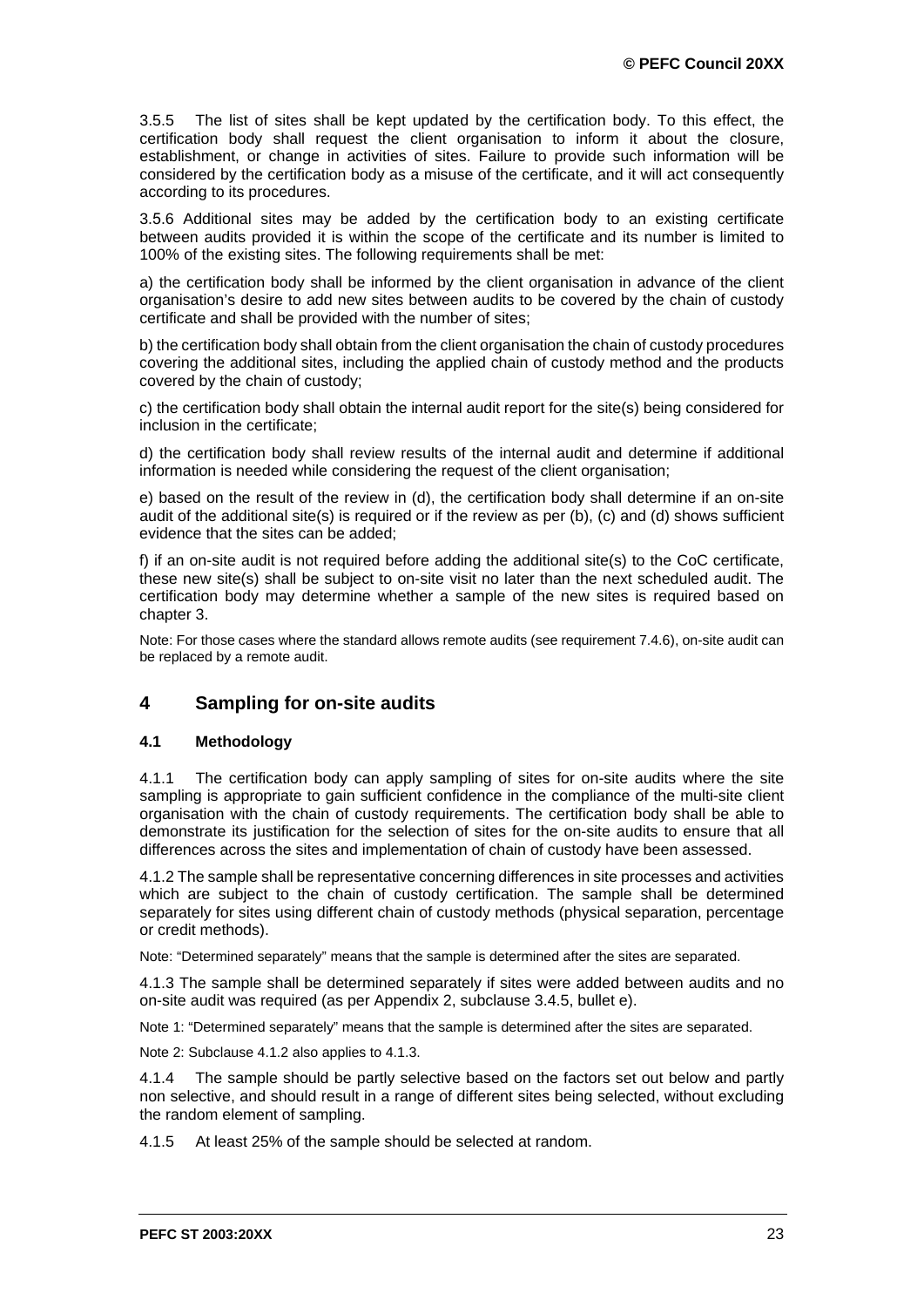3.5.5 The list of sites shall be kept updated by the certification body. To this effect, the certification body shall request the client organisation to inform it about the closure, establishment, or change in activities of sites. Failure to provide such information will be considered by the certification body as a misuse of the certificate, and it will act consequently according to its procedures.

3.5.6 Additional sites may be added by the certification body to an existing certificate between audits provided it is within the scope of the certificate and its number is limited to 100% of the existing sites. The following requirements shall be met:

a) the certification body shall be informed by the client organisation in advance of the client organisation's desire to add new sites between audits to be covered by the chain of custody certificate and shall be provided with the number of sites;

b) the certification body shall obtain from the client organisation the chain of custody procedures covering the additional sites, including the applied chain of custody method and the products covered by the chain of custody;

c) the certification body shall obtain the internal audit report for the site(s) being considered for inclusion in the certificate;

d) the certification body shall review results of the internal audit and determine if additional information is needed while considering the request of the client organisation;

e) based on the result of the review in (d), the certification body shall determine if an on-site audit of the additional site(s) is required or if the review as per (b), (c) and (d) shows sufficient evidence that the sites can be added;

f) if an on-site audit is not required before adding the additional site(s) to the CoC certificate, these new site(s) shall be subject to on-site visit no later than the next scheduled audit. The certification body may determine whether a sample of the new sites is required based on chapter 3.

Note: For those cases where the standard allows remote audits (see requirement 7.4.6), on-site audit can be replaced by a remote audit.

## 4 Sampling for on-site audits

### 4.1 Methodology

4.1.1 The certification body can apply sampling of sites for on-site audits where the site sampling is appropriate to gain sufficient confidence in the compliance of the multi-site client organisation with the chain of custody requirements. The certification body shall be able to demonstrate its justification for the selection of sites for the on-site audits to ensure that all differences across the sites and implementation of chain of custody have been assessed.

4.1.2 The sample shall be representative concerning differences in site processes and activities which are subject to the chain of custody certification. The sample shall be determined separately for sites using different chain of custody methods (physical separation, percentage or credit methods).

Note: "Determined separately" means that the sample is determined after the sites are separated.

4.1.3 The sample shall be determined separately if sites were added between audits and no on-site audit was required (as per Appendix 2, subclause 3.4.5, bullet e).

Note 1: "Determined separately" means that the sample is determined after the sites are separated.

Note 2: Subclause 4.1.2 also applies to 4.1.3.

4.1.4 The sample should be partly selective based on the factors set out below and partly non selective, and should result in a range of different sites being selected, without excluding the random element of sampling.

4.1.5 At least 25% of the sample should be selected at random.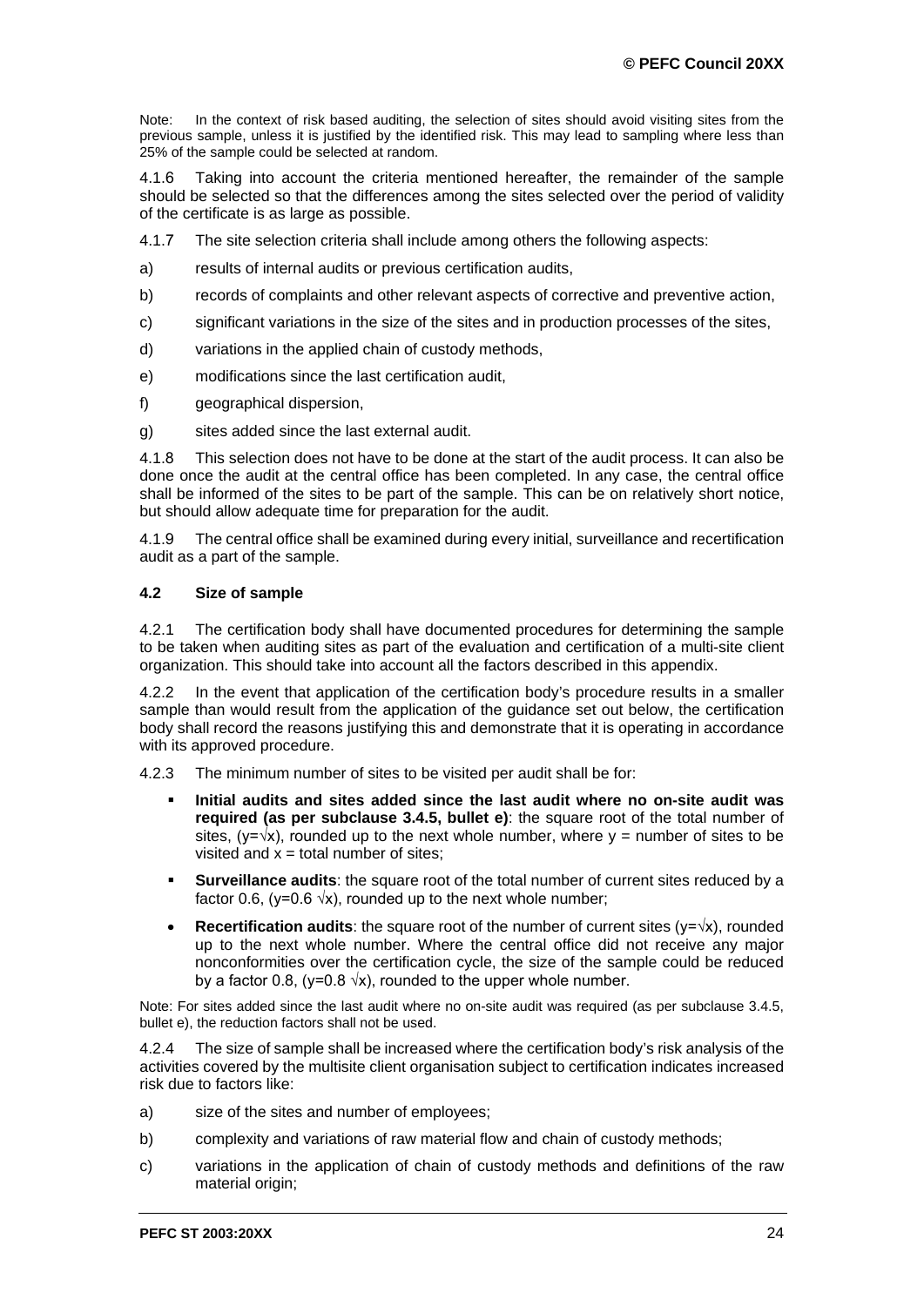Note: In the context of risk based auditing, the selection of sites should avoid visiting sites from the previous sample, unless it is justified by the identified risk. This may lead to sampling where less than 25% of the sample could be selected at random.

4.1.6 Taking into account the criteria mentioned hereafter, the remainder of the sample should be selected so that the differences among the sites selected over the period of validity of the certificate is as large as possible.

4.1.7 The site selection criteria shall include among others the following aspects:

a) results of internal audits or previous certification audits,

b) records of complaints and other relevant aspects of corrective and preventive action,

c) significant variations in the size of the sites and in production processes of the sites,

d) variations in the applied chain of custody methods,

e) modifications since the last certification audit,

f) geographical dispersion,

g) sites added since the last external audit.

4.1.8 This selection does not have to be done at the start of the audit process. It can also be done once the audit at the central office has been completed. In any case, the central office shall be informed of the sites to be part of the sample. This can be on relatively short notice, but should allow adequate time for preparation for the audit.

4.1.9 The central office shall be examined during every initial, surveillance and recertification audit as a part of the sample.

### 4.2 Size of sample

4.2.1 The certification body shall have documented procedures for determining the sample to be taken when auditing sites as part of the evaluation and certification of a multi-site client organization. This should take into account all the factors described in this appendix.

4.2.2 In the event that application of the certification body's procedure results in a smaller sample than would result from the application of the guidance set out below, the certification body shall record the reasons justifying this and demonstrate that it is operating in accordance with its approved procedure.

4.2.3 The minimum number of sites to be visited per audit shall be for:

- **Initial audits and sites added since the last audit where no on-site audit was required (as per subclause 3.4.5, bullet e)**: the square root of the total number of sites, ($y=\sqrt{x}$), rounded up to the next whole number, where $y$ = number of sites to be visited and $x$ = total number of sites;
- **Surveillance audits**: the square root of the total number of current sites reduced by a factor 0.6, ($y=0.6\sqrt{x}$), rounded up to the next whole number;
- **Recertification audits**: the square root of the number of current sites ($y=\sqrt{x}$), rounded up to the next whole number. Where the central office did not receive any major nonconformities over the certification cycle, the size of the sample could be reduced by a factor 0.8, ($y=0.8\sqrt{x}$), rounded to the upper whole number.

Note: For sites added since the last audit where no on-site audit was required (as per subclause 3.4.5, bullet e), the reduction factors shall not be used.

4.2.4 The size of sample shall be increased where the certification body's risk analysis of the activities covered by the multisite client organisation subject to certification indicates increased risk due to factors like:

a) size of the sites and number of employees;

b) complexity and variations of raw material flow and chain of custody methods;

c) variations in the application of chain of custody methods and definitions of the raw material origin;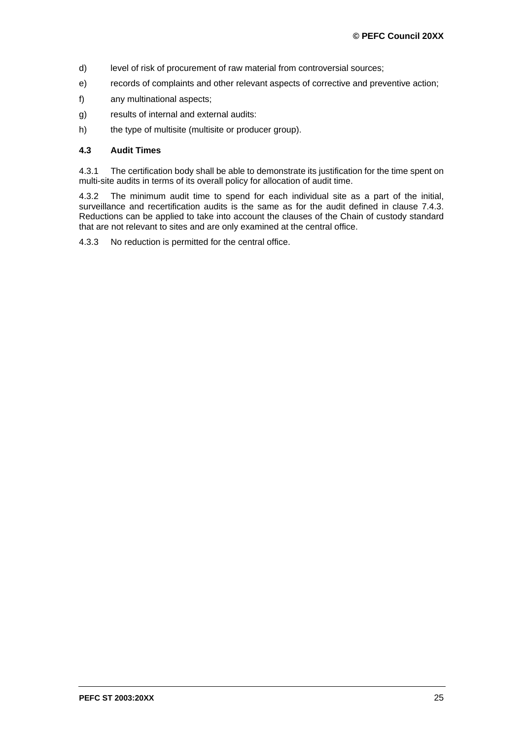d) level of risk of procurement of raw material from controversial sources;

e) records of complaints and other relevant aspects of corrective and preventive action;

f) any multinational aspects;

g) results of internal and external audits:

h) the type of multisite (multisite or producer group).

### 4.3 Audit Times

4.3.1 The certification body shall be able to demonstrate its justification for the time spent on multi-site audits in terms of its overall policy for allocation of audit time.

4.3.2 The minimum audit time to spend for each individual site as a part of the initial, surveillance and recertification audits is the same as for the audit defined in clause 7.4.3. Reductions can be applied to take into account the clauses of the Chain of custody standard that are not relevant to sites and are only examined at the central office.

4.3.3 No reduction is permitted for the central office.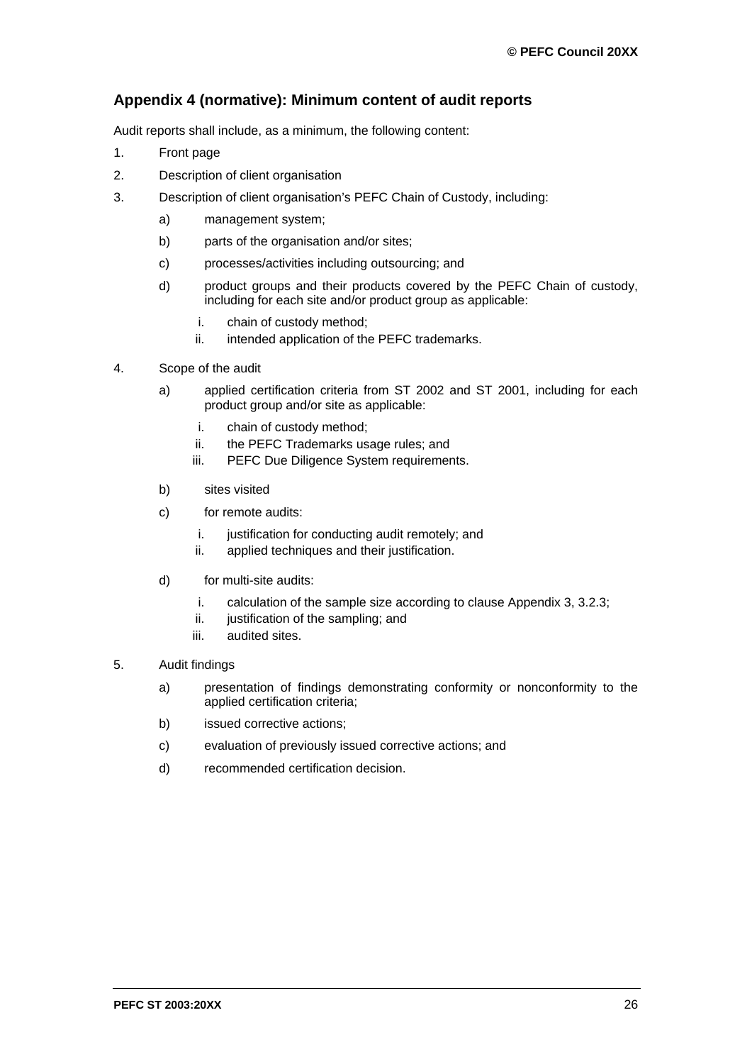## Appendix 4 (normative): Minimum content of audit reports

Audit reports shall include, as a minimum, the following content:

1. Front page
2. Description of client organisation
3. Description of client organisation's PEFC Chain of Custody, including:
   a) management system;
   b) parts of the organisation and/or sites;
   c) processes/activities including outsourcing; and
   d) product groups and their products covered by the PEFC Chain of custody, including for each site and/or product group as applicable:
      i. chain of custody method;
      ii. intended application of the PEFC trademarks.
4. Scope of the audit
   a) applied certification criteria from ST 2002 and ST 2001, including for each product group and/or site as applicable:
      i. chain of custody method;
      ii. the PEFC Trademarks usage rules; and
      iii. PEFC Due Diligence System requirements.
   b) sites visited
   c) for remote audits:
      i. justification for conducting audit remotely; and
      ii. applied techniques and their justification.
   d) for multi-site audits:
      i. calculation of the sample size according to clause Appendix 3, 3.2.3;
      ii. justification of the sampling; and
      iii. audited sites.
5. Audit findings
   a) presentation of findings demonstrating conformity or nonconformity to the applied certification criteria;
   b) issued corrective actions;
   c) evaluation of previously issued corrective actions; and
   d) recommended certification decision.